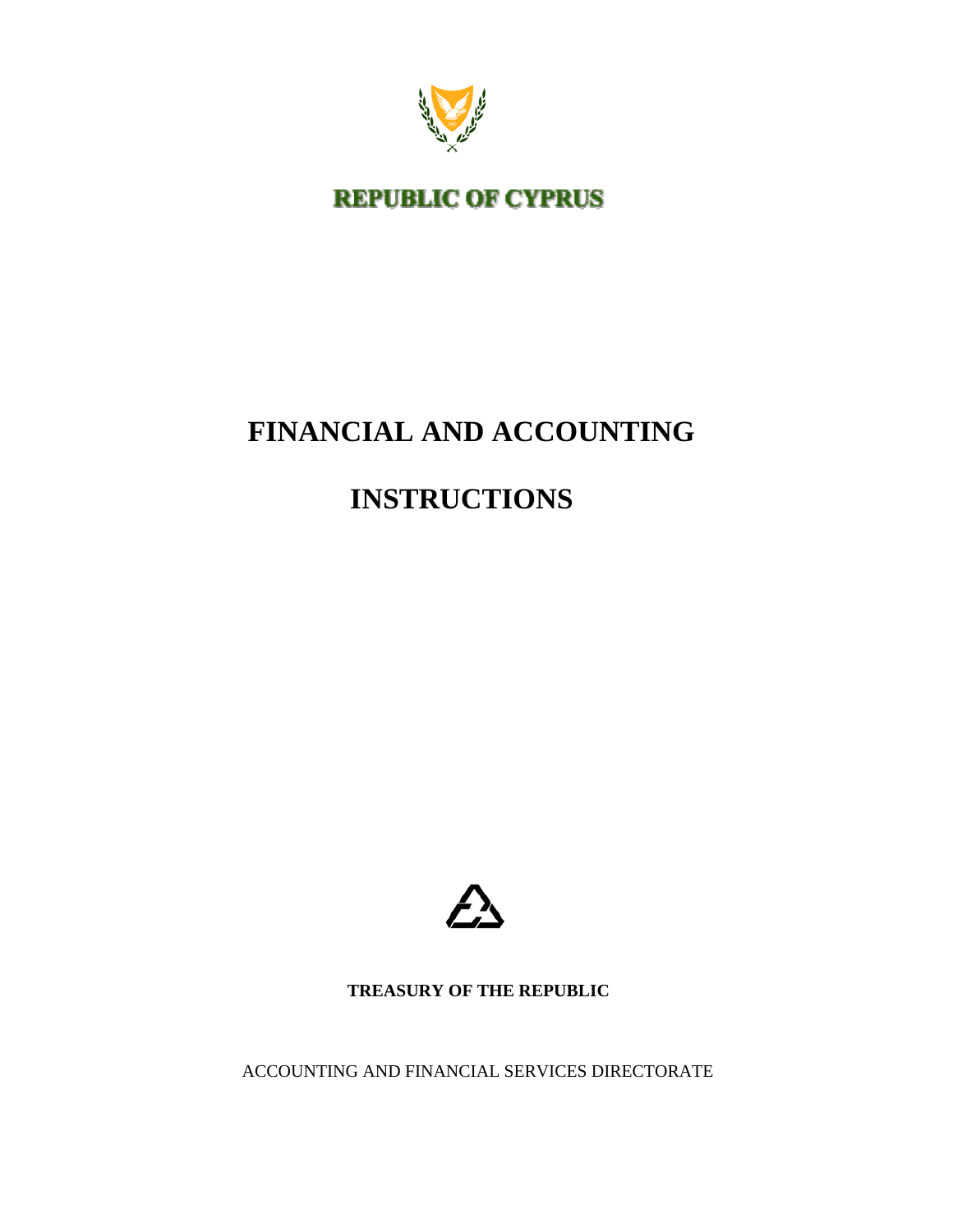**REPUBLIC OF CYPRUS**

# FINANCIAL AND ACCOUNTING INSTRUCTIONS

**TREASURY OF THE REPUBLIC**

ACCOUNTING AND FINANCIAL SERVICES DIRECTORATE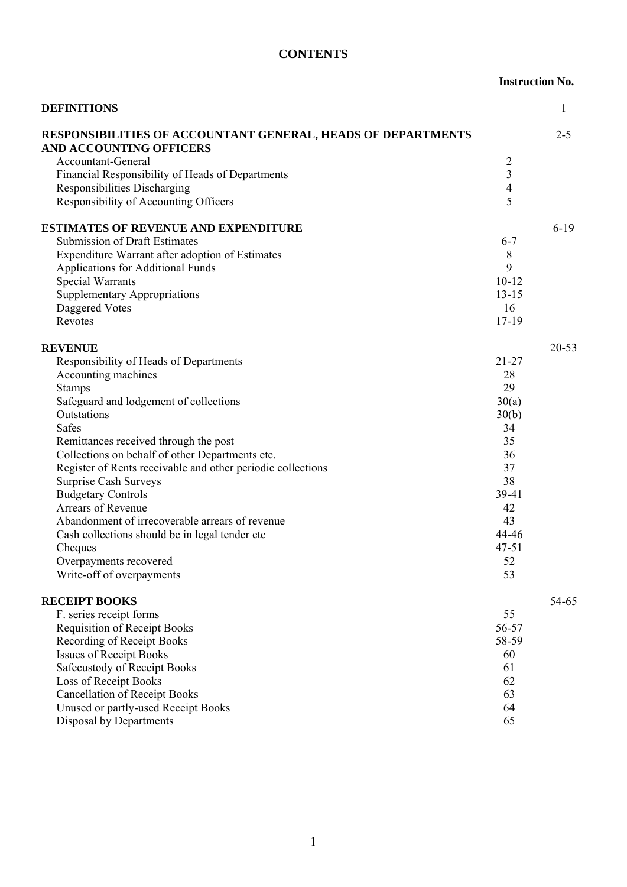# CONTENTS

| | | Instruction No. |
|---|---|---|
| **DEFINITIONS** | | 1 |
| **RESPONSIBILITIES OF ACCOUNTANT GENERAL, HEADS OF DEPARTMENTS AND ACCOUNTING OFFICERS** | | 2-5 |
| Accountant-General | 2 | |
| Financial Responsibility of Heads of Departments | 3 | |
| Responsibilities Discharging | 4 | |
| Responsibility of Accounting Officers | 5 | |
| **ESTIMATES OF REVENUE AND EXPENDITURE** | | 6-19 |
| Submission of Draft Estimates | 6-7 | |
| Expenditure Warrant after adoption of Estimates | 8 | |
| Applications for Additional Funds | 9 | |
| Special Warrants | 10-12 | |
| Supplementary Appropriations | 13-15 | |
| Daggered Votes | 16 | |
| Revotes | 17-19 | |
| **REVENUE** | | 20-53 |
| Responsibility of Heads of Departments | 21-27 | |
| Accounting machines | 28 | |
| Stamps | 29 | |
| Safeguard and lodgement of collections | 30(a) | |
| Outstations | 30(b) | |
| Safes | 34 | |
| Remittances received through the post | 35 | |
| Collections on behalf of other Departments etc. | 36 | |
| Register of Rents receivable and other periodic collections | 37 | |
| Surprise Cash Surveys | 38 | |
| Budgetary Controls | 39-41 | |
| Arrears of Revenue | 42 | |
| Abandonment of irrecoverable arrears of revenue | 43 | |
| Cash collections should be in legal tender etc | 44-46 | |
| Cheques | 47-51 | |
| Overpayments recovered | 52 | |
| Write-off of overpayments | 53 | |
| **RECEIPT BOOKS** | | 54-65 |
| F. series receipt forms | 55 | |
| Requisition of Receipt Books | 56-57 | |
| Recording of Receipt Books | 58-59 | |
| Issues of Receipt Books | 60 | |
| Safecustody of Receipt Books | 61 | |
| Loss of Receipt Books | 62 | |
| Cancellation of Receipt Books | 63 | |
| Unused or partly-used Receipt Books | 64 | |
| Disposal by Departments | 65 | |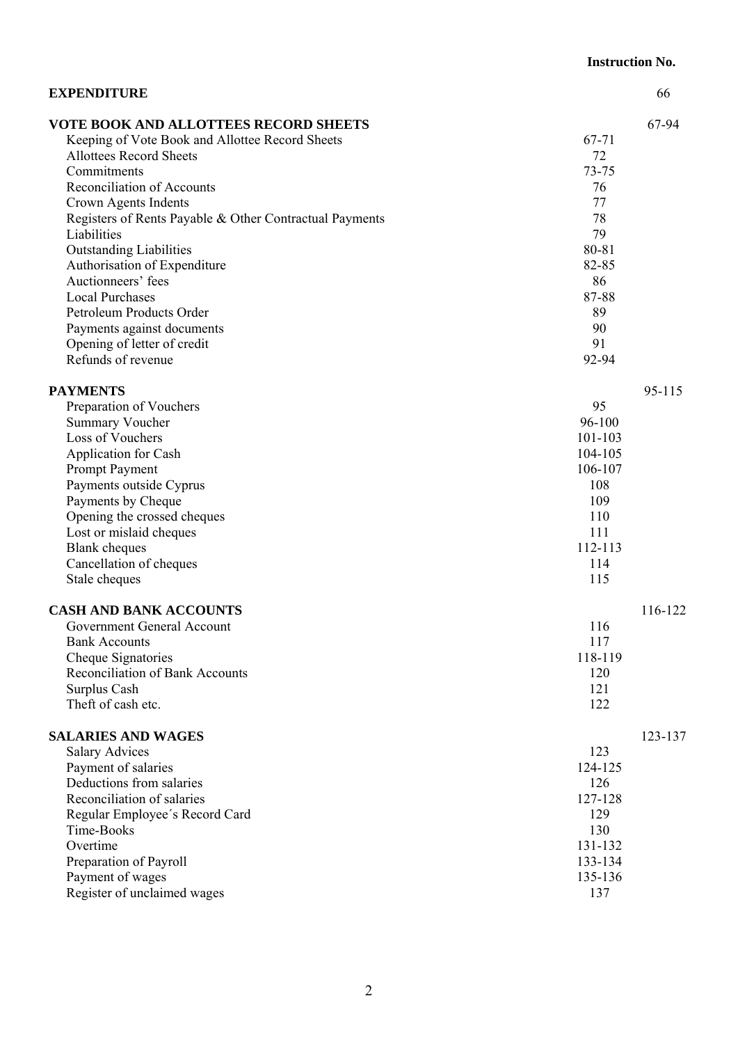| | | Instruction No. |
|---|---|---|
| **EXPENDITURE** | | 66 |
| **VOTE BOOK AND ALLOTTEES RECORD SHEETS** | | 67-94 |
| Keeping of Vote Book and Allottee Record Sheets | 67-71 | |
| Allottees Record Sheets | 72 | |
| Commitments | 73-75 | |
| Reconciliation of Accounts | 76 | |
| Crown Agents Indents | 77 | |
| Registers of Rents Payable & Other Contractual Payments | 78 | |
| Liabilities | 79 | |
| Outstanding Liabilities | 80-81 | |
| Authorisation of Expenditure | 82-85 | |
| Auctionneers' fees | 86 | |
| Local Purchases | 87-88 | |
| Petroleum Products Order | 89 | |
| Payments against documents | 90 | |
| Opening of letter of credit | 91 | |
| Refunds of revenue | 92-94 | |
| **PAYMENTS** | | 95-115 |
| Preparation of Vouchers | 95 | |
| Summary Voucher | 96-100 | |
| Loss of Vouchers | 101-103 | |
| Application for Cash | 104-105 | |
| Prompt Payment | 106-107 | |
| Payments outside Cyprus | 108 | |
| Payments by Cheque | 109 | |
| Opening the crossed cheques | 110 | |
| Lost or mislaid cheques | 111 | |
| Blank cheques | 112-113 | |
| Cancellation of cheques | 114 | |
| Stale cheques | 115 | |
| **CASH AND BANK ACCOUNTS** | | 116-122 |
| Government General Account | 116 | |
| Bank Accounts | 117 | |
| Cheque Signatories | 118-119 | |
| Reconciliation of Bank Accounts | 120 | |
| Surplus Cash | 121 | |
| Theft of cash etc. | 122 | |
| **SALARIES AND WAGES** | | 123-137 |
| Salary Advices | 123 | |
| Payment of salaries | 124-125 | |
| Deductions from salaries | 126 | |
| Reconciliation of salaries | 127-128 | |
| Regular Employee´s Record Card | 129 | |
| Time-Books | 130 | |
| Overtime | 131-132 | |
| Preparation of Payroll | 133-134 | |
| Payment of wages | 135-136 | |
| Register of unclaimed wages | 137 | |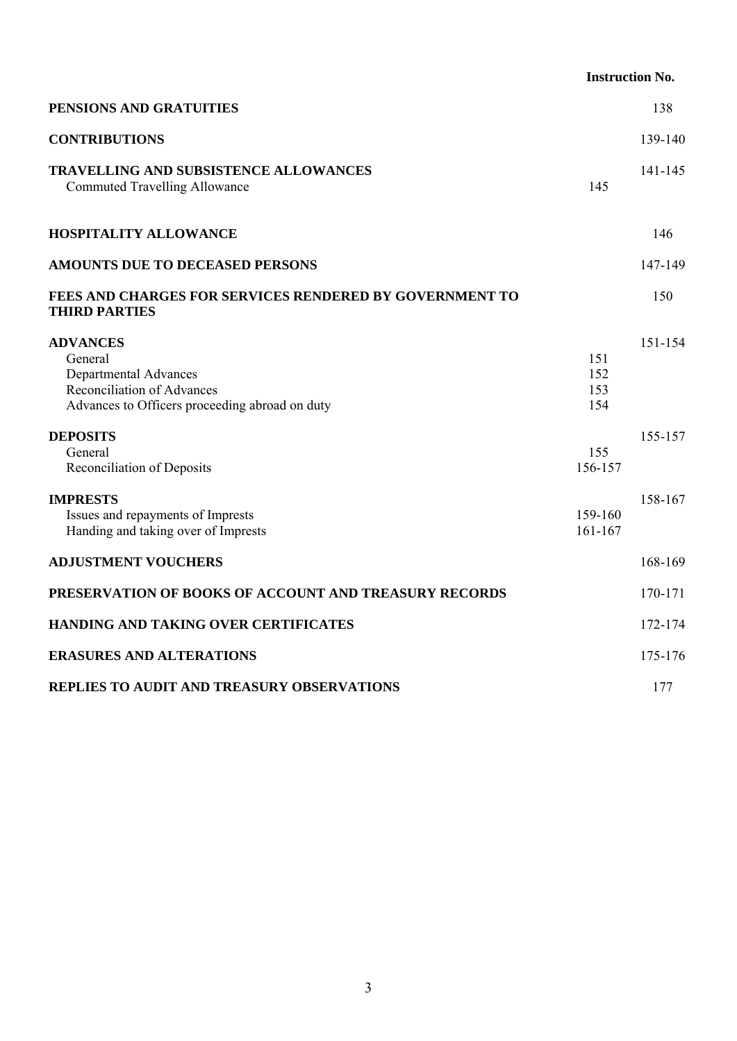| | | Instruction No. |
|---|---|---|
| **PENSIONS AND GRATUITIES** | | 138 |
| **CONTRIBUTIONS** | | 139-140 |
| **TRAVELLING AND SUBSISTENCE ALLOWANCES** | | 141-145 |
| Commuted Travelling Allowance | 145 | |
| **HOSPITALITY ALLOWANCE** | | 146 |
| **AMOUNTS DUE TO DECEASED PERSONS** | | 147-149 |
| **FEES AND CHARGES FOR SERVICES RENDERED BY GOVERNMENT TO THIRD PARTIES** | | 150 |
| **ADVANCES** | | 151-154 |
| General | 151 | |
| Departmental Advances | 152 | |
| Reconciliation of Advances | 153 | |
| Advances to Officers proceeding abroad on duty | 154 | |
| **DEPOSITS** | | 155-157 |
| General | 155 | |
| Reconciliation of Deposits | 156-157 | |
| **IMPRESTS** | | 158-167 |
| Issues and repayments of Imprests | 159-160 | |
| Handing and taking over of Imprests | 161-167 | |
| **ADJUSTMENT VOUCHERS** | | 168-169 |
| **PRESERVATION OF BOOKS OF ACCOUNT AND TREASURY RECORDS** | | 170-171 |
| **HANDING AND TAKING OVER CERTIFICATES** | | 172-174 |
| **ERASURES AND ALTERATIONS** | | 175-176 |
| **REPLIES TO AUDIT AND TREASURY OBSERVATIONS** | | 177 |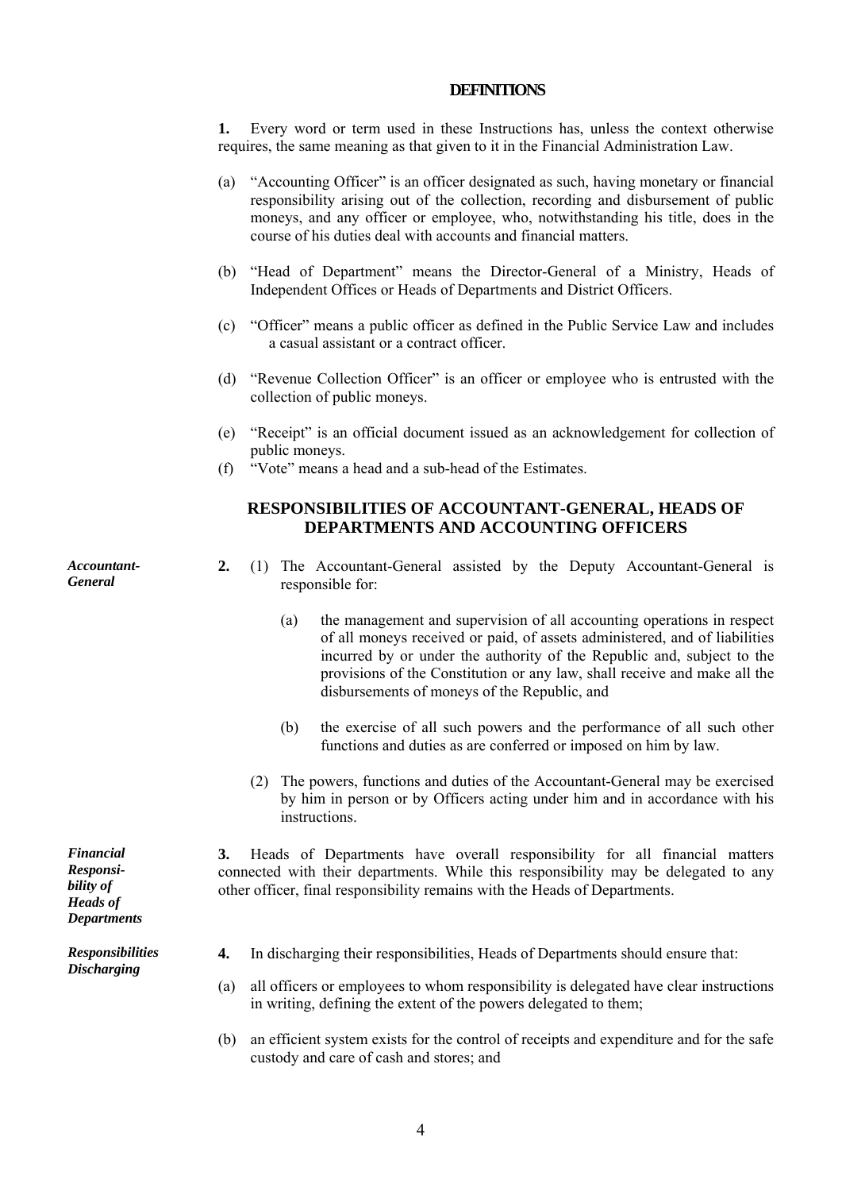## DEFINITIONS

**1.** Every word or term used in these Instructions has, unless the context otherwise requires, the same meaning as that given to it in the Financial Administration Law.

(a) "Accounting Officer" is an officer designated as such, having monetary or financial responsibility arising out of the collection, recording and disbursement of public moneys, and any officer or employee, who, notwithstanding his title, does in the course of his duties deal with accounts and financial matters.

(b) "Head of Department" means the Director-General of a Ministry, Heads of Independent Offices or Heads of Departments and District Officers.

(c) "Officer" means a public officer as defined in the Public Service Law and includes a casual assistant or a contract officer.

(d) "Revenue Collection Officer" is an officer or employee who is entrusted with the collection of public moneys.

(e) "Receipt" is an official document issued as an acknowledgement for collection of public moneys.

(f) "Vote" means a head and a sub-head of the Estimates.

## RESPONSIBILITIES OF ACCOUNTANT-GENERAL, HEADS OF DEPARTMENTS AND ACCOUNTING OFFICERS

***Accountant-General***

**2.** (1) The Accountant-General assisted by the Deputy Accountant-General is responsible for:

(a) the management and supervision of all accounting operations in respect of all moneys received or paid, of assets administered, and of liabilities incurred by or under the authority of the Republic and, subject to the provisions of the Constitution or any law, shall receive and make all the disbursements of moneys of the Republic, and

(b) the exercise of all such powers and the performance of all such other functions and duties as are conferred or imposed on him by law.

(2) The powers, functions and duties of the Accountant-General may be exercised by him in person or by Officers acting under him and in accordance with his instructions.

***Financial Responsibility of Heads of Departments***

**3.** Heads of Departments have overall responsibility for all financial matters connected with their departments. While this responsibility may be delegated to any other officer, final responsibility remains with the Heads of Departments.

***Responsibilities Discharging***

**4.** In discharging their responsibilities, Heads of Departments should ensure that:

(a) all officers or employees to whom responsibility is delegated have clear instructions in writing, defining the extent of the powers delegated to them;

(b) an efficient system exists for the control of receipts and expenditure and for the safe custody and care of cash and stores; and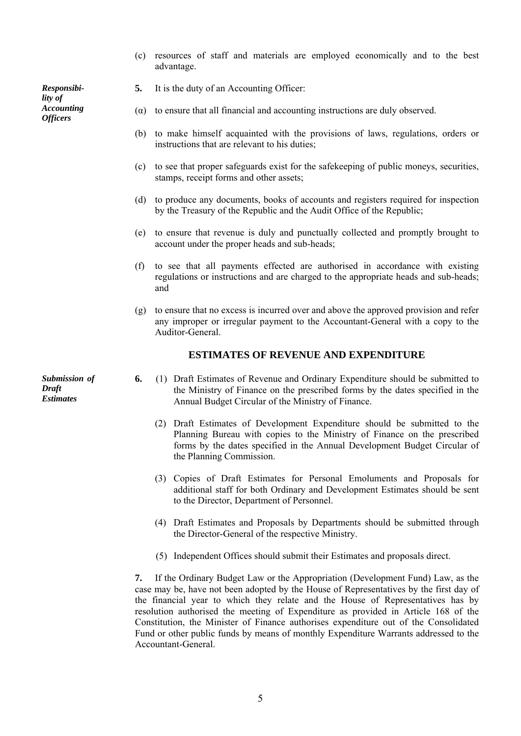(c) resources of staff and materials are employed economically and to the best advantage.

***Responsibility of Accounting Officers***

**5.** It is the duty of an Accounting Officer:

(α) to ensure that all financial and accounting instructions are duly observed.

(b) to make himself acquainted with the provisions of laws, regulations, orders or instructions that are relevant to his duties;

(c) to see that proper safeguards exist for the safekeeping of public moneys, securities, stamps, receipt forms and other assets;

(d) to produce any documents, books of accounts and registers required for inspection by the Treasury of the Republic and the Audit Office of the Republic;

(e) to ensure that revenue is duly and punctually collected and promptly brought to account under the proper heads and sub-heads;

(f) to see that all payments effected are authorised in accordance with existing regulations or instructions and are charged to the appropriate heads and sub-heads; and

(g) to ensure that no excess is incurred over and above the approved provision and refer any improper or irregular payment to the Accountant-General with a copy to the Auditor-General.

## ESTIMATES OF REVENUE AND EXPENDITURE

***Submission of Draft Estimates***

**6.** (1) Draft Estimates of Revenue and Ordinary Expenditure should be submitted to the Ministry of Finance on the prescribed forms by the dates specified in the Annual Budget Circular of the Ministry of Finance.

(2) Draft Estimates of Development Expenditure should be submitted to the Planning Bureau with copies to the Ministry of Finance on the prescribed forms by the dates specified in the Annual Development Budget Circular of the Planning Commission.

(3) Copies of Draft Estimates for Personal Emoluments and Proposals for additional staff for both Ordinary and Development Estimates should be sent to the Director, Department of Personnel.

(4) Draft Estimates and Proposals by Departments should be submitted through the Director-General of the respective Ministry.

(5) Independent Offices should submit their Estimates and proposals direct.

**7.** If the Ordinary Budget Law or the Appropriation (Development Fund) Law, as the case may be, have not been adopted by the House of Representatives by the first day of the financial year to which they relate and the House of Representatives has by resolution authorised the meeting of Expenditure as provided in Article 168 of the Constitution, the Minister of Finance authorises expenditure out of the Consolidated Fund or other public funds by means of monthly Expenditure Warrants addressed to the Accountant-General.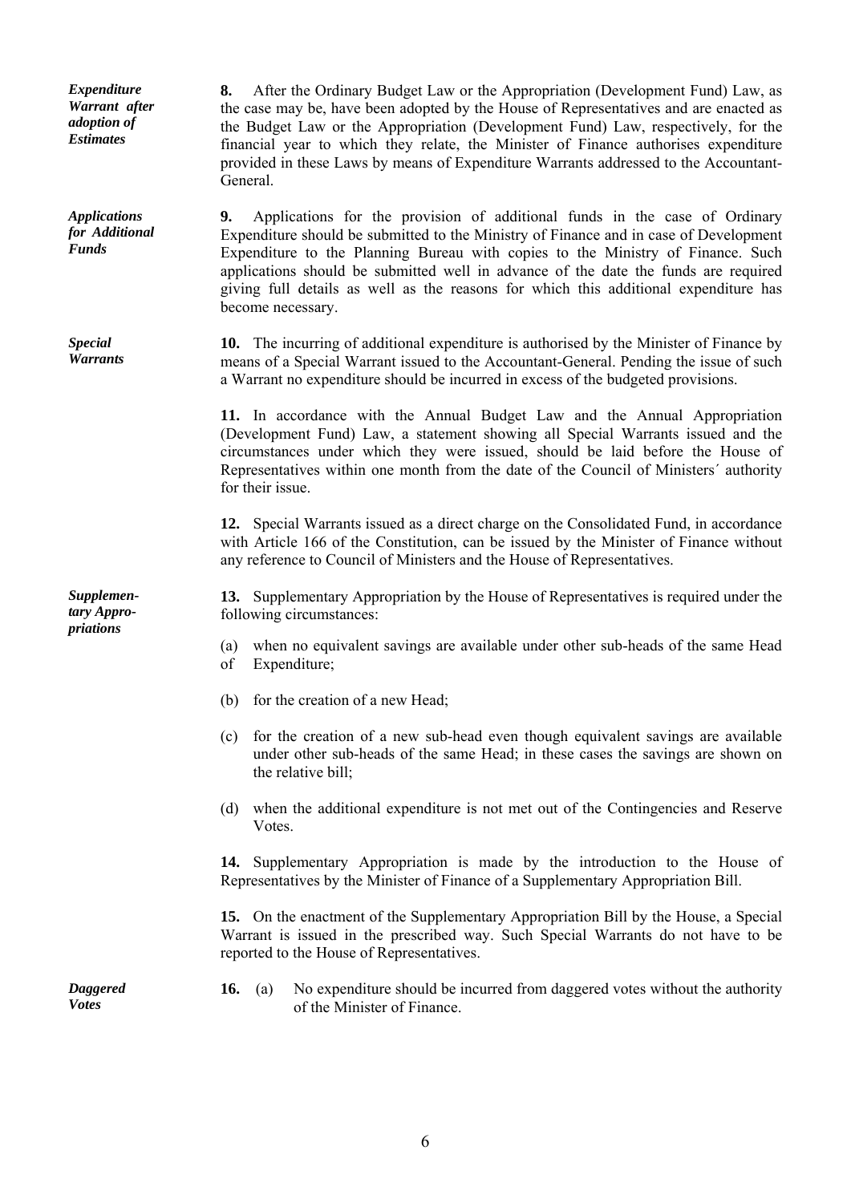***Expenditure Warrant after adoption of Estimates***

**8.** After the Ordinary Budget Law or the Appropriation (Development Fund) Law, as the case may be, have been adopted by the House of Representatives and are enacted as the Budget Law or the Appropriation (Development Fund) Law, respectively, for the financial year to which they relate, the Minister of Finance authorises expenditure provided in these Laws by means of Expenditure Warrants addressed to the Accountant-General.

***Applications for Additional Funds***

**9.** Applications for the provision of additional funds in the case of Ordinary Expenditure should be submitted to the Ministry of Finance and in case of Development Expenditure to the Planning Bureau with copies to the Ministry of Finance. Such applications should be submitted well in advance of the date the funds are required giving full details as well as the reasons for which this additional expenditure has become necessary.

***Special Warrants***

**10.** The incurring of additional expenditure is authorised by the Minister of Finance by means of a Special Warrant issued to the Accountant-General. Pending the issue of such a Warrant no expenditure should be incurred in excess of the budgeted provisions.

**11.** In accordance with the Annual Budget Law and the Annual Appropriation (Development Fund) Law, a statement showing all Special Warrants issued and the circumstances under which they were issued, should be laid before the House of Representatives within one month from the date of the Council of Ministers´ authority for their issue.

**12.** Special Warrants issued as a direct charge on the Consolidated Fund, in accordance with Article 166 of the Constitution, can be issued by the Minister of Finance without any reference to Council of Ministers and the House of Representatives.

***Supplementary Appropriations***

**13.** Supplementary Appropriation by the House of Representatives is required under the following circumstances:

(a) when no equivalent savings are available under other sub-heads of the same Head of Expenditure;

(b) for the creation of a new Head;

(c) for the creation of a new sub-head even though equivalent savings are available under other sub-heads of the same Head; in these cases the savings are shown on the relative bill;

(d) when the additional expenditure is not met out of the Contingencies and Reserve Votes.

**14.** Supplementary Appropriation is made by the introduction to the House of Representatives by the Minister of Finance of a Supplementary Appropriation Bill.

**15.** On the enactment of the Supplementary Appropriation Bill by the House, a Special Warrant is issued in the prescribed way. Such Special Warrants do not have to be reported to the House of Representatives.

***Daggered Votes***

**16.** (a) No expenditure should be incurred from daggered votes without the authority of the Minister of Finance.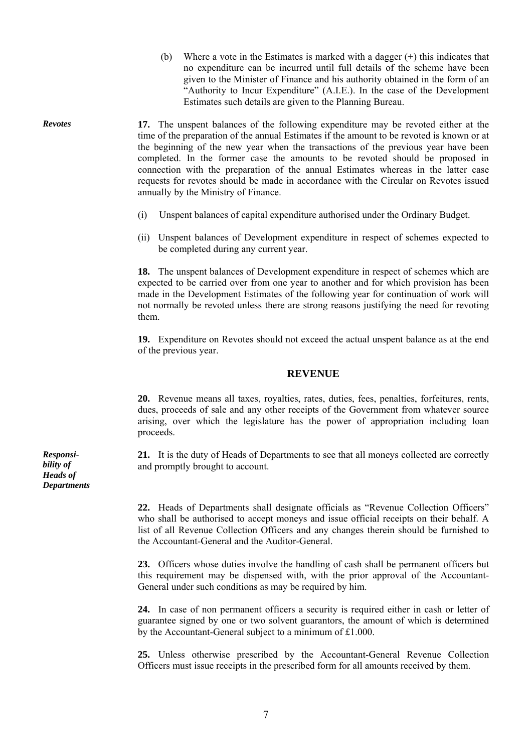(b) Where a vote in the Estimates is marked with a dagger (+) this indicates that no expenditure can be incurred until full details of the scheme have been given to the Minister of Finance and his authority obtained in the form of an "Authority to Incur Expenditure" (A.I.E.). In the case of the Development Estimates such details are given to the Planning Bureau.

***Revotes***

**17.** The unspent balances of the following expenditure may be revoted either at the time of the preparation of the annual Estimates if the amount to be revoted is known or at the beginning of the new year when the transactions of the previous year have been completed. In the former case the amounts to be revoted should be proposed in connection with the preparation of the annual Estimates whereas in the latter case requests for revotes should be made in accordance with the Circular on Revotes issued annually by the Ministry of Finance.

(i) Unspent balances of capital expenditure authorised under the Ordinary Budget.

(ii) Unspent balances of Development expenditure in respect of schemes expected to be completed during any current year.

**18.** The unspent balances of Development expenditure in respect of schemes which are expected to be carried over from one year to another and for which provision has been made in the Development Estimates of the following year for continuation of work will not normally be revoted unless there are strong reasons justifying the need for revoting them.

**19.** Expenditure on Revotes should not exceed the actual unspent balance as at the end of the previous year.

## REVENUE

**20.** Revenue means all taxes, royalties, rates, duties, fees, penalties, forfeitures, rents, dues, proceeds of sale and any other receipts of the Government from whatever source arising, over which the legislature has the power of appropriation including loan proceeds.

***Responsibility of Heads of Departments***

**21.** It is the duty of Heads of Departments to see that all moneys collected are correctly and promptly brought to account.

**22.** Heads of Departments shall designate officials as "Revenue Collection Officers" who shall be authorised to accept moneys and issue official receipts on their behalf. A list of all Revenue Collection Officers and any changes therein should be furnished to the Accountant-General and the Auditor-General.

**23.** Officers whose duties involve the handling of cash shall be permanent officers but this requirement may be dispensed with, with the prior approval of the Accountant-General under such conditions as may be required by him.

**24.** In case of non permanent officers a security is required either in cash or letter of guarantee signed by one or two solvent guarantors, the amount of which is determined by the Accountant-General subject to a minimum of £1.000.

**25.** Unless otherwise prescribed by the Accountant-General Revenue Collection Officers must issue receipts in the prescribed form for all amounts received by them.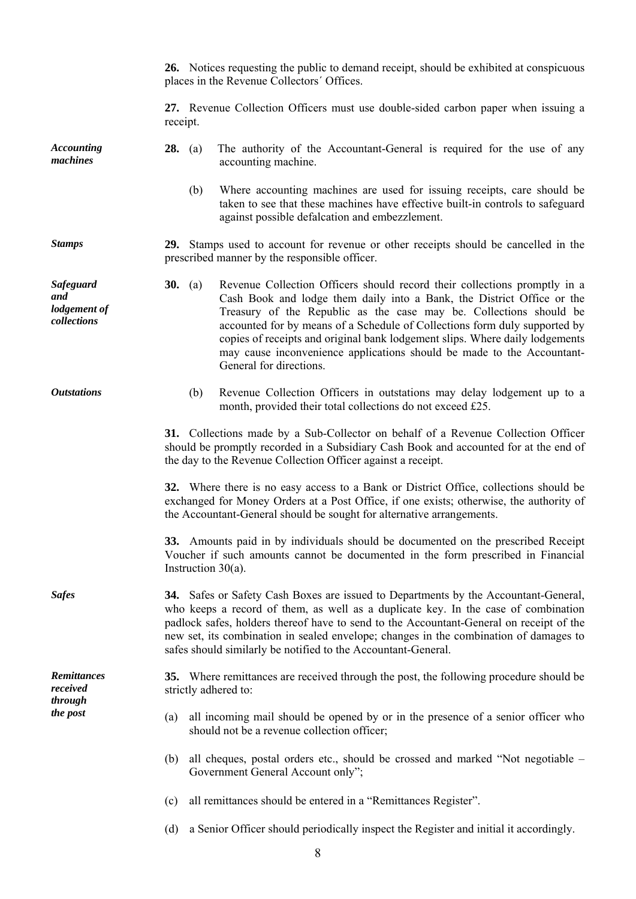**26.** Notices requesting the public to demand receipt, should be exhibited at conspicuous places in the Revenue Collectors´ Offices.

**27.** Revenue Collection Officers must use double-sided carbon paper when issuing a receipt.

***Accounting machines***

**28.** (a) The authority of the Accountant-General is required for the use of any accounting machine.

(b) Where accounting machines are used for issuing receipts, care should be taken to see that these machines have effective built-in controls to safeguard against possible defalcation and embezzlement.

***Stamps***

**29.** Stamps used to account for revenue or other receipts should be cancelled in the prescribed manner by the responsible officer.

***Safeguard and lodgement of collections***

**30.** (a) Revenue Collection Officers should record their collections promptly in a Cash Book and lodge them daily into a Bank, the District Office or the Treasury of the Republic as the case may be. Collections should be accounted for by means of a Schedule of Collections form duly supported by copies of receipts and original bank lodgement slips. Where daily lodgements may cause inconvenience applications should be made to the Accountant-General for directions.

***Outstations***

(b) Revenue Collection Officers in outstations may delay lodgement up to a month, provided their total collections do not exceed £25.

**31.** Collections made by a Sub-Collector on behalf of a Revenue Collection Officer should be promptly recorded in a Subsidiary Cash Book and accounted for at the end of the day to the Revenue Collection Officer against a receipt.

**32.** Where there is no easy access to a Bank or District Office, collections should be exchanged for Money Orders at a Post Office, if one exists; otherwise, the authority of the Accountant-General should be sought for alternative arrangements.

**33.** Amounts paid in by individuals should be documented on the prescribed Receipt Voucher if such amounts cannot be documented in the form prescribed in Financial Instruction 30(a).

***Safes***

**34.** Safes or Safety Cash Boxes are issued to Departments by the Accountant-General, who keeps a record of them, as well as a duplicate key. In the case of combination padlock safes, holders thereof have to send to the Accountant-General on receipt of the new set, its combination in sealed envelope; changes in the combination of damages to safes should similarly be notified to the Accountant-General.

***Remittances received through the post***

**35.** Where remittances are received through the post, the following procedure should be strictly adhered to:

(a) all incoming mail should be opened by or in the presence of a senior officer who should not be a revenue collection officer;

(b) all cheques, postal orders etc., should be crossed and marked "Not negotiable – Government General Account only";

(c) all remittances should be entered in a "Remittances Register".

(d) a Senior Officer should periodically inspect the Register and initial it accordingly.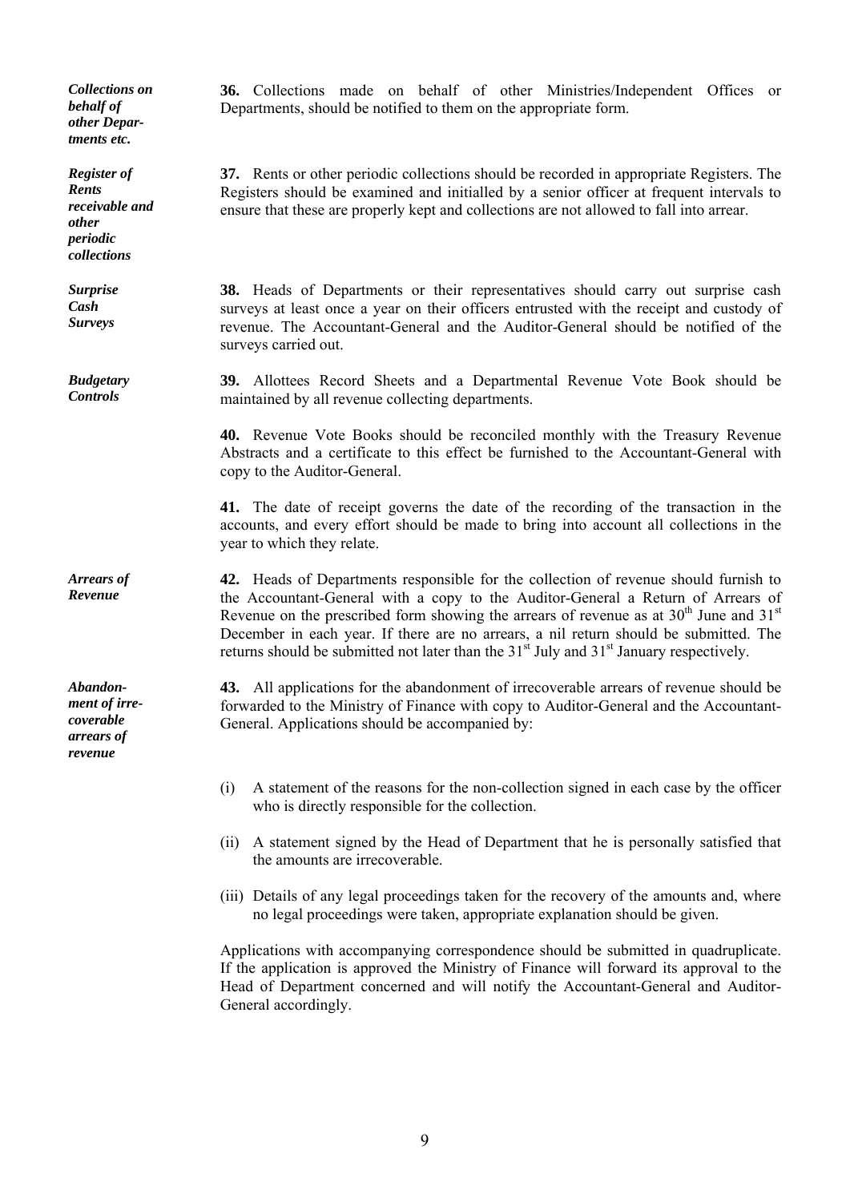*Collections on behalf of other Departments etc.*

**36.** Collections made on behalf of other Ministries/Independent Offices or Departments, should be notified to them on the appropriate form.

*Register of Rents receivable and other periodic collections*

**37.** Rents or other periodic collections should be recorded in appropriate Registers. The Registers should be examined and initialled by a senior officer at frequent intervals to ensure that these are properly kept and collections are not allowed to fall into arrear.

*Surprise Cash Surveys*

**38.** Heads of Departments or their representatives should carry out surprise cash surveys at least once a year on their officers entrusted with the receipt and custody of revenue. The Accountant-General and the Auditor-General should be notified of the surveys carried out.

*Budgetary Controls*

**39.** Allottees Record Sheets and a Departmental Revenue Vote Book should be maintained by all revenue collecting departments.

**40.** Revenue Vote Books should be reconciled monthly with the Treasury Revenue Abstracts and a certificate to this effect be furnished to the Accountant-General with copy to the Auditor-General.

**41.** The date of receipt governs the date of the recording of the transaction in the accounts, and every effort should be made to bring into account all collections in the year to which they relate.

*Arrears of Revenue*

**42.** Heads of Departments responsible for the collection of revenue should furnish to the Accountant-General with a copy to the Auditor-General a Return of Arrears of Revenue on the prescribed form showing the arrears of revenue as at 30th June and 31st December in each year. If there are no arrears, a nil return should be submitted. The returns should be submitted not later than the 31st July and 31st January respectively.

*Abandonment of irrecoverable arrears of revenue*

**43.** All applications for the abandonment of irrecoverable arrears of revenue should be forwarded to the Ministry of Finance with copy to Auditor-General and the Accountant-General. Applications should be accompanied by:

(i) A statement of the reasons for the non-collection signed in each case by the officer who is directly responsible for the collection.

(ii) A statement signed by the Head of Department that he is personally satisfied that the amounts are irrecoverable.

(iii) Details of any legal proceedings taken for the recovery of the amounts and, where no legal proceedings were taken, appropriate explanation should be given.

Applications with accompanying correspondence should be submitted in quadruplicate. If the application is approved the Ministry of Finance will forward its approval to the Head of Department concerned and will notify the Accountant-General and Auditor-General accordingly.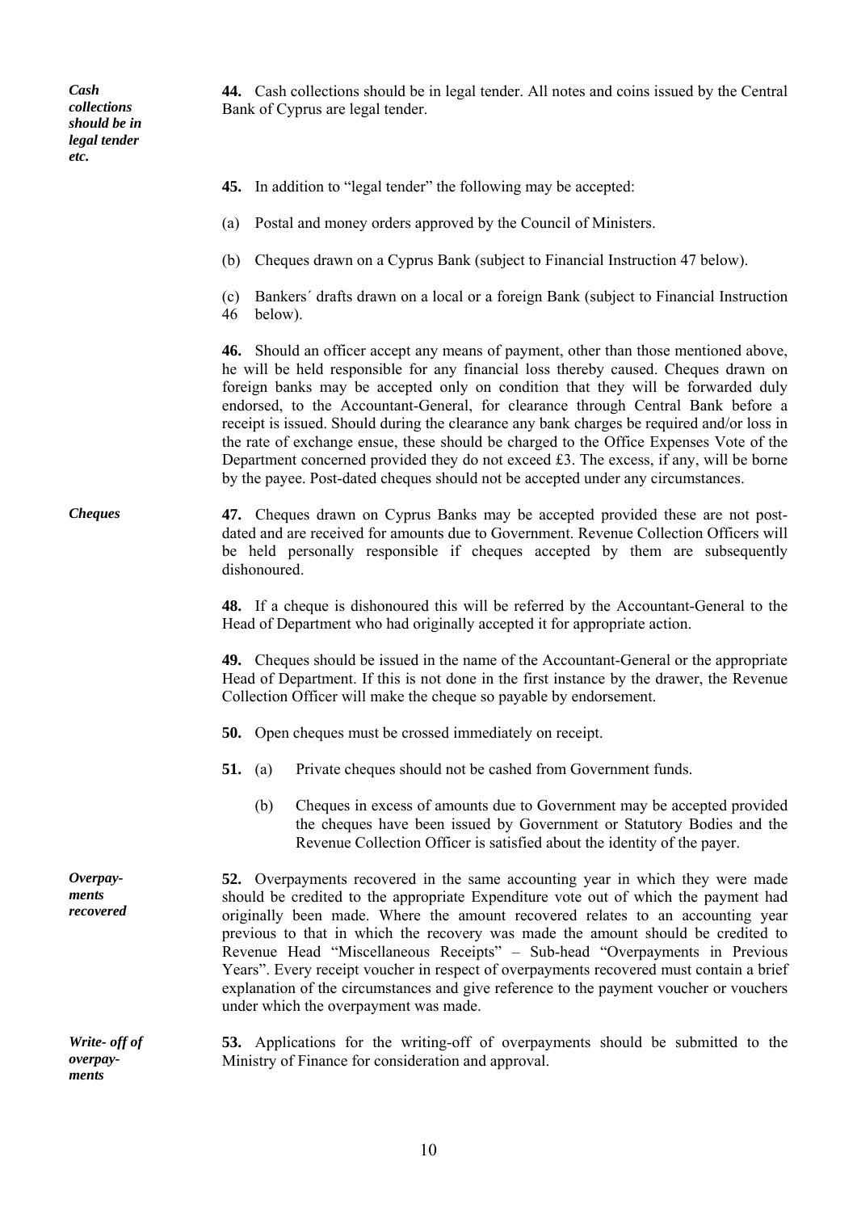*Cash collections should be in legal tender etc.*

**44.** Cash collections should be in legal tender. All notes and coins issued by the Central Bank of Cyprus are legal tender.

**45.** In addition to "legal tender" the following may be accepted:

(a) Postal and money orders approved by the Council of Ministers.

(b) Cheques drawn on a Cyprus Bank (subject to Financial Instruction 47 below).

(c) Bankers´ drafts drawn on a local or a foreign Bank (subject to Financial Instruction 46 below).

**46.** Should an officer accept any means of payment, other than those mentioned above, he will be held responsible for any financial loss thereby caused. Cheques drawn on foreign banks may be accepted only on condition that they will be forwarded duly endorsed, to the Accountant-General, for clearance through Central Bank before a receipt is issued. Should during the clearance any bank charges be required and/or loss in the rate of exchange ensue, these should be charged to the Office Expenses Vote of the Department concerned provided they do not exceed £3. The excess, if any, will be borne by the payee. Post-dated cheques should not be accepted under any circumstances.

*Cheques*

**47.** Cheques drawn on Cyprus Banks may be accepted provided these are not post-dated and are received for amounts due to Government. Revenue Collection Officers will be held personally responsible if cheques accepted by them are subsequently dishonoured.

**48.** If a cheque is dishonoured this will be referred by the Accountant-General to the Head of Department who had originally accepted it for appropriate action.

**49.** Cheques should be issued in the name of the Accountant-General or the appropriate Head of Department. If this is not done in the first instance by the drawer, the Revenue Collection Officer will make the cheque so payable by endorsement.

**50.** Open cheques must be crossed immediately on receipt.

**51.** (a) Private cheques should not be cashed from Government funds.

(b) Cheques in excess of amounts due to Government may be accepted provided the cheques have been issued by Government or Statutory Bodies and the Revenue Collection Officer is satisfied about the identity of the payer.

*Overpayments recovered*

**52.** Overpayments recovered in the same accounting year in which they were made should be credited to the appropriate Expenditure vote out of which the payment had originally been made. Where the amount recovered relates to an accounting year previous to that in which the recovery was made the amount should be credited to Revenue Head "Miscellaneous Receipts" – Sub-head "Overpayments in Previous Years". Every receipt voucher in respect of overpayments recovered must contain a brief explanation of the circumstances and give reference to the payment voucher or vouchers under which the overpayment was made.

*Write- off of overpayments*

**53.** Applications for the writing-off of overpayments should be submitted to the Ministry of Finance for consideration and approval.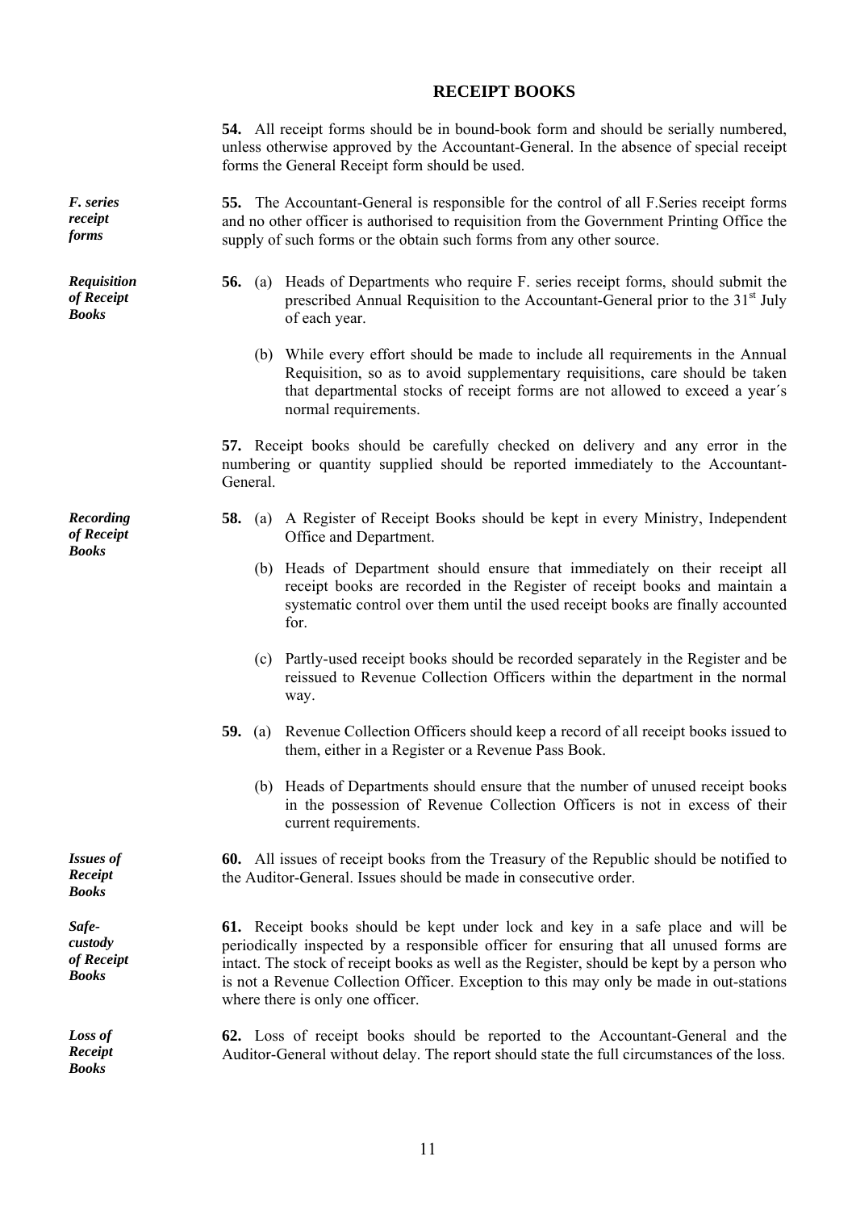## RECEIPT BOOKS

**54.** All receipt forms should be in bound-book form and should be serially numbered, unless otherwise approved by the Accountant-General. In the absence of special receipt forms the General Receipt form should be used.

***F. series receipt forms***

**55.** The Accountant-General is responsible for the control of all F.Series receipt forms and no other officer is authorised to requisition from the Government Printing Office the supply of such forms or the obtain such forms from any other source.

***Requisition of Receipt Books***

**56.** (a) Heads of Departments who require F. series receipt forms, should submit the prescribed Annual Requisition to the Accountant-General prior to the 31st July of each year.

(b) While every effort should be made to include all requirements in the Annual Requisition, so as to avoid supplementary requisitions, care should be taken that departmental stocks of receipt forms are not allowed to exceed a year´s normal requirements.

**57.** Receipt books should be carefully checked on delivery and any error in the numbering or quantity supplied should be reported immediately to the Accountant-General.

***Recording of Receipt Books***

**58.** (a) A Register of Receipt Books should be kept in every Ministry, Independent Office and Department.

(b) Heads of Department should ensure that immediately on their receipt all receipt books are recorded in the Register of receipt books and maintain a systematic control over them until the used receipt books are finally accounted for.

(c) Partly-used receipt books should be recorded separately in the Register and be reissued to Revenue Collection Officers within the department in the normal way.

**59.** (a) Revenue Collection Officers should keep a record of all receipt books issued to them, either in a Register or a Revenue Pass Book.

(b) Heads of Departments should ensure that the number of unused receipt books in the possession of Revenue Collection Officers is not in excess of their current requirements.

***Issues of Receipt Books***

**60.** All issues of receipt books from the Treasury of the Republic should be notified to the Auditor-General. Issues should be made in consecutive order.

***Safe-custody of Receipt Books***

**61.** Receipt books should be kept under lock and key in a safe place and will be periodically inspected by a responsible officer for ensuring that all unused forms are intact. The stock of receipt books as well as the Register, should be kept by a person who is not a Revenue Collection Officer. Exception to this may only be made in out-stations where there is only one officer.

***Loss of Receipt Books***

**62.** Loss of receipt books should be reported to the Accountant-General and the Auditor-General without delay. The report should state the full circumstances of the loss.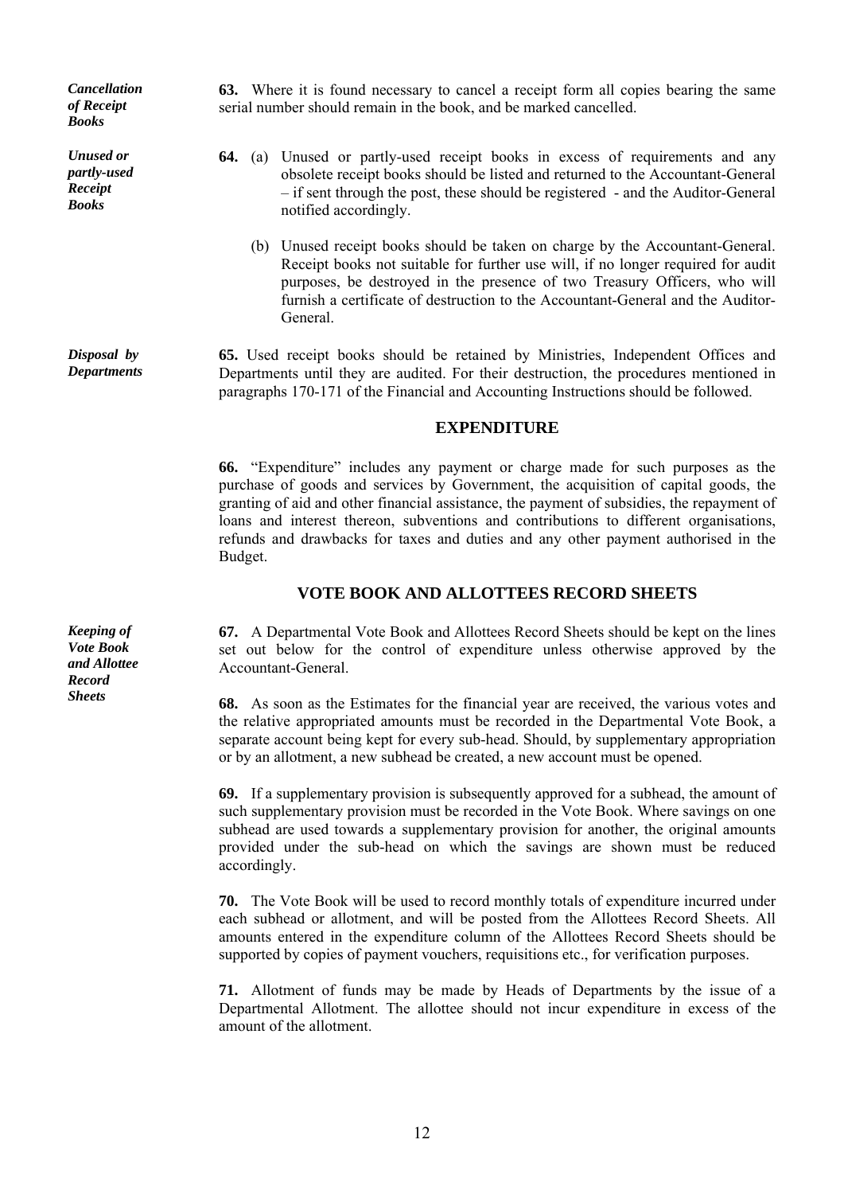*Cancellation of Receipt Books*

**63.** Where it is found necessary to cancel a receipt form all copies bearing the same serial number should remain in the book, and be marked cancelled.

*Unused or partly-used Receipt Books*

**64.** (a) Unused or partly-used receipt books in excess of requirements and any obsolete receipt books should be listed and returned to the Accountant-General – if sent through the post, these should be registered - and the Auditor-General notified accordingly.

(b) Unused receipt books should be taken on charge by the Accountant-General. Receipt books not suitable for further use will, if no longer required for audit purposes, be destroyed in the presence of two Treasury Officers, who will furnish a certificate of destruction to the Accountant-General and the Auditor-General.

*Disposal by Departments*

**65.** Used receipt books should be retained by Ministries, Independent Offices and Departments until they are audited. For their destruction, the procedures mentioned in paragraphs 170-171 of the Financial and Accounting Instructions should be followed.

## EXPENDITURE

**66.** "Expenditure" includes any payment or charge made for such purposes as the purchase of goods and services by Government, the acquisition of capital goods, the granting of aid and other financial assistance, the payment of subsidies, the repayment of loans and interest thereon, subventions and contributions to different organisations, refunds and drawbacks for taxes and duties and any other payment authorised in the Budget.

## VOTE BOOK AND ALLOTTEES RECORD SHEETS

*Keeping of Vote Book and Allottee Record Sheets*

**67.** A Departmental Vote Book and Allottees Record Sheets should be kept on the lines set out below for the control of expenditure unless otherwise approved by the Accountant-General.

**68.** As soon as the Estimates for the financial year are received, the various votes and the relative appropriated amounts must be recorded in the Departmental Vote Book, a separate account being kept for every sub-head. Should, by supplementary appropriation or by an allotment, a new subhead be created, a new account must be opened.

**69.** If a supplementary provision is subsequently approved for a subhead, the amount of such supplementary provision must be recorded in the Vote Book. Where savings on one subhead are used towards a supplementary provision for another, the original amounts provided under the sub-head on which the savings are shown must be reduced accordingly.

**70.** The Vote Book will be used to record monthly totals of expenditure incurred under each subhead or allotment, and will be posted from the Allottees Record Sheets. All amounts entered in the expenditure column of the Allottees Record Sheets should be supported by copies of payment vouchers, requisitions etc., for verification purposes.

**71.** Allotment of funds may be made by Heads of Departments by the issue of a Departmental Allotment. The allottee should not incur expenditure in excess of the amount of the allotment.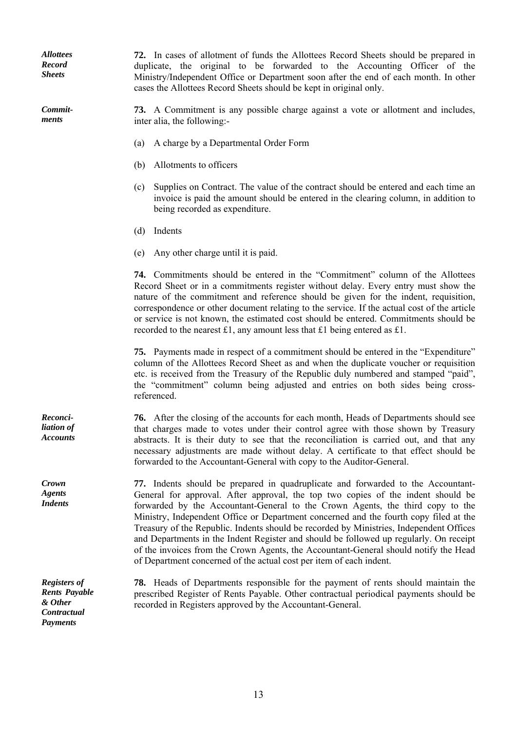***Allottees Record Sheets***

**72.** In cases of allotment of funds the Allottees Record Sheets should be prepared in duplicate, the original to be forwarded to the Accounting Officer of the Ministry/Independent Office or Department soon after the end of each month. In other cases the Allottees Record Sheets should be kept in original only.

***Commitments***

**73.** A Commitment is any possible charge against a vote or allotment and includes, inter alia, the following:-

(a) A charge by a Departmental Order Form

(b) Allotments to officers

(c) Supplies on Contract. The value of the contract should be entered and each time an invoice is paid the amount should be entered in the clearing column, in addition to being recorded as expenditure.

(d) Indents

(e) Any other charge until it is paid.

**74.** Commitments should be entered in the "Commitment" column of the Allottees Record Sheet or in a commitments register without delay. Every entry must show the nature of the commitment and reference should be given for the indent, requisition, correspondence or other document relating to the service. If the actual cost of the article or service is not known, the estimated cost should be entered. Commitments should be recorded to the nearest £1, any amount less that £1 being entered as £1.

**75.** Payments made in respect of a commitment should be entered in the "Expenditure" column of the Allottees Record Sheet as and when the duplicate voucher or requisition etc. is received from the Treasury of the Republic duly numbered and stamped "paid", the "commitment" column being adjusted and entries on both sides being cross-referenced.

***Reconciliation of Accounts***

**76.** After the closing of the accounts for each month, Heads of Departments should see that charges made to votes under their control agree with those shown by Treasury abstracts. It is their duty to see that the reconciliation is carried out, and that any necessary adjustments are made without delay. A certificate to that effect should be forwarded to the Accountant-General with copy to the Auditor-General.

***Crown Agents Indents***

**77.** Indents should be prepared in quadruplicate and forwarded to the Accountant-General for approval. After approval, the top two copies of the indent should be forwarded by the Accountant-General to the Crown Agents, the third copy to the Ministry, Independent Office or Department concerned and the fourth copy filed at the Treasury of the Republic. Indents should be recorded by Ministries, Independent Offices and Departments in the Indent Register and should be followed up regularly. On receipt of the invoices from the Crown Agents, the Accountant-General should notify the Head of Department concerned of the actual cost per item of each indent.

***Registers of Rents Payable & Other Contractual Payments***

**78.** Heads of Departments responsible for the payment of rents should maintain the prescribed Register of Rents Payable. Other contractual periodical payments should be recorded in Registers approved by the Accountant-General.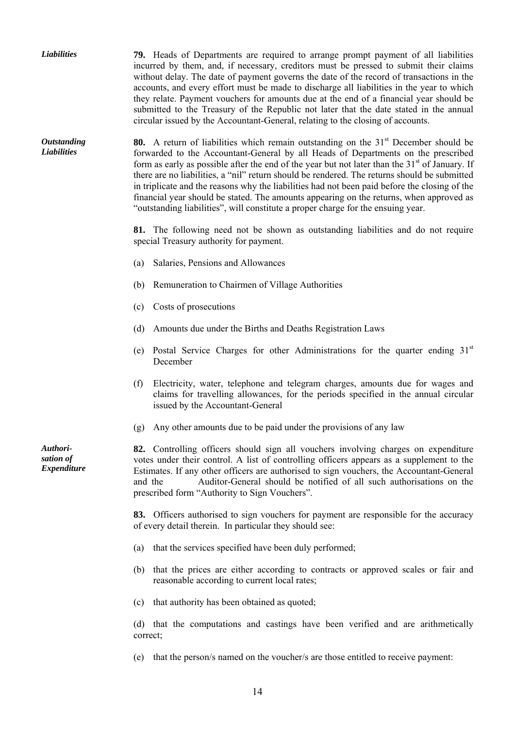*Liabilities*

**79.** Heads of Departments are required to arrange prompt payment of all liabilities incurred by them, and, if necessary, creditors must be pressed to submit their claims without delay. The date of payment governs the date of the record of transactions in the accounts, and every effort must be made to discharge all liabilities in the year to which they relate. Payment vouchers for amounts due at the end of a financial year should be submitted to the Treasury of the Republic not later that the date stated in the annual circular issued by the Accountant-General, relating to the closing of accounts.

*Outstanding Liabilities*

**80.** A return of liabilities which remain outstanding on the 31st December should be forwarded to the Accountant-General by all Heads of Departments on the prescribed form as early as possible after the end of the year but not later than the 31st of January. If there are no liabilities, a "nil" return should be rendered. The returns should be submitted in triplicate and the reasons why the liabilities had not been paid before the closing of the financial year should be stated. The amounts appearing on the returns, when approved as "outstanding liabilities", will constitute a proper charge for the ensuing year.

**81.** The following need not be shown as outstanding liabilities and do not require special Treasury authority for payment.

(a) Salaries, Pensions and Allowances

(b) Remuneration to Chairmen of Village Authorities

(c) Costs of prosecutions

(d) Amounts due under the Births and Deaths Registration Laws

(e) Postal Service Charges for other Administrations for the quarter ending 31st December

(f) Electricity, water, telephone and telegram charges, amounts due for wages and claims for travelling allowances, for the periods specified in the annual circular issued by the Accountant-General

(g) Any other amounts due to be paid under the provisions of any law

*Authorisation of Expenditure*

**82.** Controlling officers should sign all vouchers involving charges on expenditure votes under their control. A list of controlling officers appears as a supplement to the Estimates. If any other officers are authorised to sign vouchers, the Accountant-General and the Auditor-General should be notified of all such authorisations on the prescribed form "Authority to Sign Vouchers".

**83.** Officers authorised to sign vouchers for payment are responsible for the accuracy of every detail therein. In particular they should see:

(a) that the services specified have been duly performed;

(b) that the prices are either according to contracts or approved scales or fair and reasonable according to current local rates;

(c) that authority has been obtained as quoted;

(d) that the computations and castings have been verified and are arithmetically correct;

(e) that the person/s named on the voucher/s are those entitled to receive payment: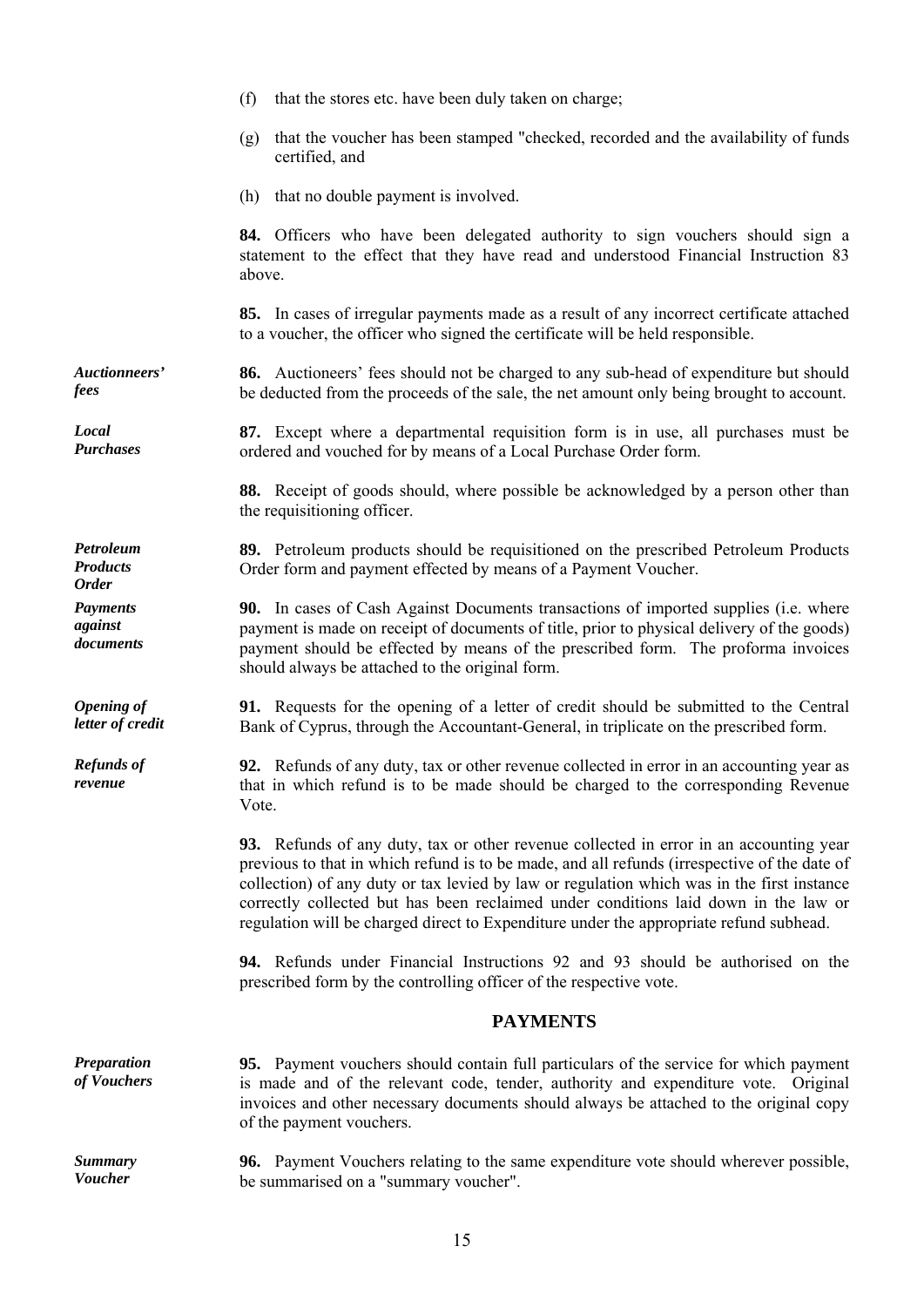(f) that the stores etc. have been duly taken on charge;

(g) that the voucher has been stamped "checked, recorded and the availability of funds certified, and

(h) that no double payment is involved.

**84.** Officers who have been delegated authority to sign vouchers should sign a statement to the effect that they have read and understood Financial Instruction 83 above.

**85.** In cases of irregular payments made as a result of any incorrect certificate attached to a voucher, the officer who signed the certificate will be held responsible.

***Auctionneers' fees***

**86.** Auctioneers' fees should not be charged to any sub-head of expenditure but should be deducted from the proceeds of the sale, the net amount only being brought to account.

***Local Purchases***

**87.** Except where a departmental requisition form is in use, all purchases must be ordered and vouched for by means of a Local Purchase Order form.

**88.** Receipt of goods should, where possible be acknowledged by a person other than the requisitioning officer.

***Petroleum Products Order***

**89.** Petroleum products should be requisitioned on the prescribed Petroleum Products Order form and payment effected by means of a Payment Voucher.

***Payments against documents***

**90.** In cases of Cash Against Documents transactions of imported supplies (i.e. where payment is made on receipt of documents of title, prior to physical delivery of the goods) payment should be effected by means of the prescribed form. The proforma invoices should always be attached to the original form.

***Opening of letter of credit***

**91.** Requests for the opening of a letter of credit should be submitted to the Central Bank of Cyprus, through the Accountant-General, in triplicate on the prescribed form.

***Refunds of revenue***

**92.** Refunds of any duty, tax or other revenue collected in error in an accounting year as that in which refund is to be made should be charged to the corresponding Revenue Vote.

**93.** Refunds of any duty, tax or other revenue collected in error in an accounting year previous to that in which refund is to be made, and all refunds (irrespective of the date of collection) of any duty or tax levied by law or regulation which was in the first instance correctly collected but has been reclaimed under conditions laid down in the law or regulation will be charged direct to Expenditure under the appropriate refund subhead.

**94.** Refunds under Financial Instructions 92 and 93 should be authorised on the prescribed form by the controlling officer of the respective vote.

## PAYMENTS

***Preparation of Vouchers***

**95.** Payment vouchers should contain full particulars of the service for which payment is made and of the relevant code, tender, authority and expenditure vote. Original invoices and other necessary documents should always be attached to the original copy of the payment vouchers.

***Summary Voucher***

**96.** Payment Vouchers relating to the same expenditure vote should wherever possible, be summarised on a "summary voucher".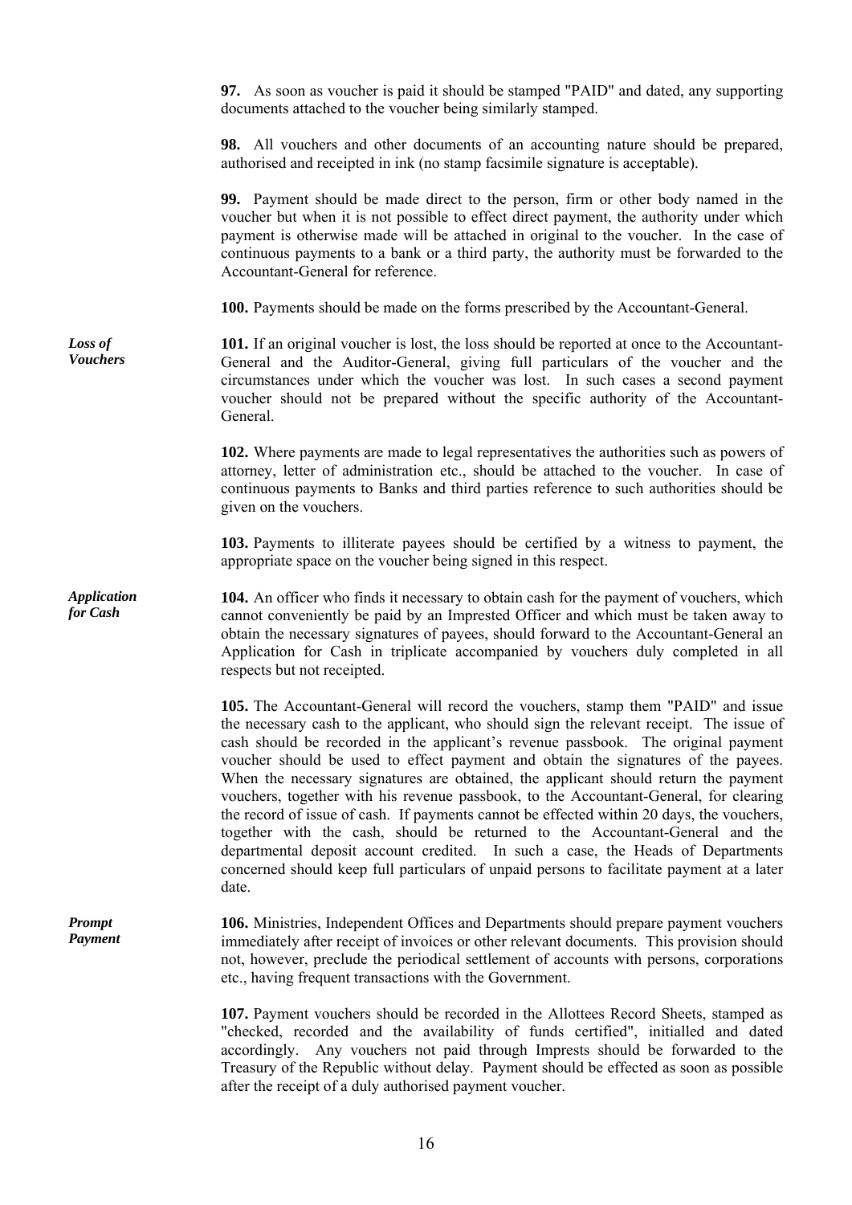**97.** As soon as voucher is paid it should be stamped "PAID" and dated, any supporting documents attached to the voucher being similarly stamped.

**98.** All vouchers and other documents of an accounting nature should be prepared, authorised and receipted in ink (no stamp facsimile signature is acceptable).

**99.** Payment should be made direct to the person, firm or other body named in the voucher but when it is not possible to effect direct payment, the authority under which payment is otherwise made will be attached in original to the voucher. In the case of continuous payments to a bank or a third party, the authority must be forwarded to the Accountant-General for reference.

**100.** Payments should be made on the forms prescribed by the Accountant-General.

***Loss of Vouchers***

**101.** If an original voucher is lost, the loss should be reported at once to the Accountant-General and the Auditor-General, giving full particulars of the voucher and the circumstances under which the voucher was lost. In such cases a second payment voucher should not be prepared without the specific authority of the Accountant-General.

**102.** Where payments are made to legal representatives the authorities such as powers of attorney, letter of administration etc., should be attached to the voucher. In case of continuous payments to Banks and third parties reference to such authorities should be given on the vouchers.

**103.** Payments to illiterate payees should be certified by a witness to payment, the appropriate space on the voucher being signed in this respect.

***Application for Cash***

**104.** An officer who finds it necessary to obtain cash for the payment of vouchers, which cannot conveniently be paid by an Imprested Officer and which must be taken away to obtain the necessary signatures of payees, should forward to the Accountant-General an Application for Cash in triplicate accompanied by vouchers duly completed in all respects but not receipted.

**105.** The Accountant-General will record the vouchers, stamp them "PAID" and issue the necessary cash to the applicant, who should sign the relevant receipt. The issue of cash should be recorded in the applicant's revenue passbook. The original payment voucher should be used to effect payment and obtain the signatures of the payees. When the necessary signatures are obtained, the applicant should return the payment vouchers, together with his revenue passbook, to the Accountant-General, for clearing the record of issue of cash. If payments cannot be effected within 20 days, the vouchers, together with the cash, should be returned to the Accountant-General and the departmental deposit account credited. In such a case, the Heads of Departments concerned should keep full particulars of unpaid persons to facilitate payment at a later date.

***Prompt Payment***

**106.** Ministries, Independent Offices and Departments should prepare payment vouchers immediately after receipt of invoices or other relevant documents. This provision should not, however, preclude the periodical settlement of accounts with persons, corporations etc., having frequent transactions with the Government.

**107.** Payment vouchers should be recorded in the Allottees Record Sheets, stamped as "checked, recorded and the availability of funds certified", initialled and dated accordingly. Any vouchers not paid through Imprests should be forwarded to the Treasury of the Republic without delay. Payment should be effected as soon as possible after the receipt of a duly authorised payment voucher.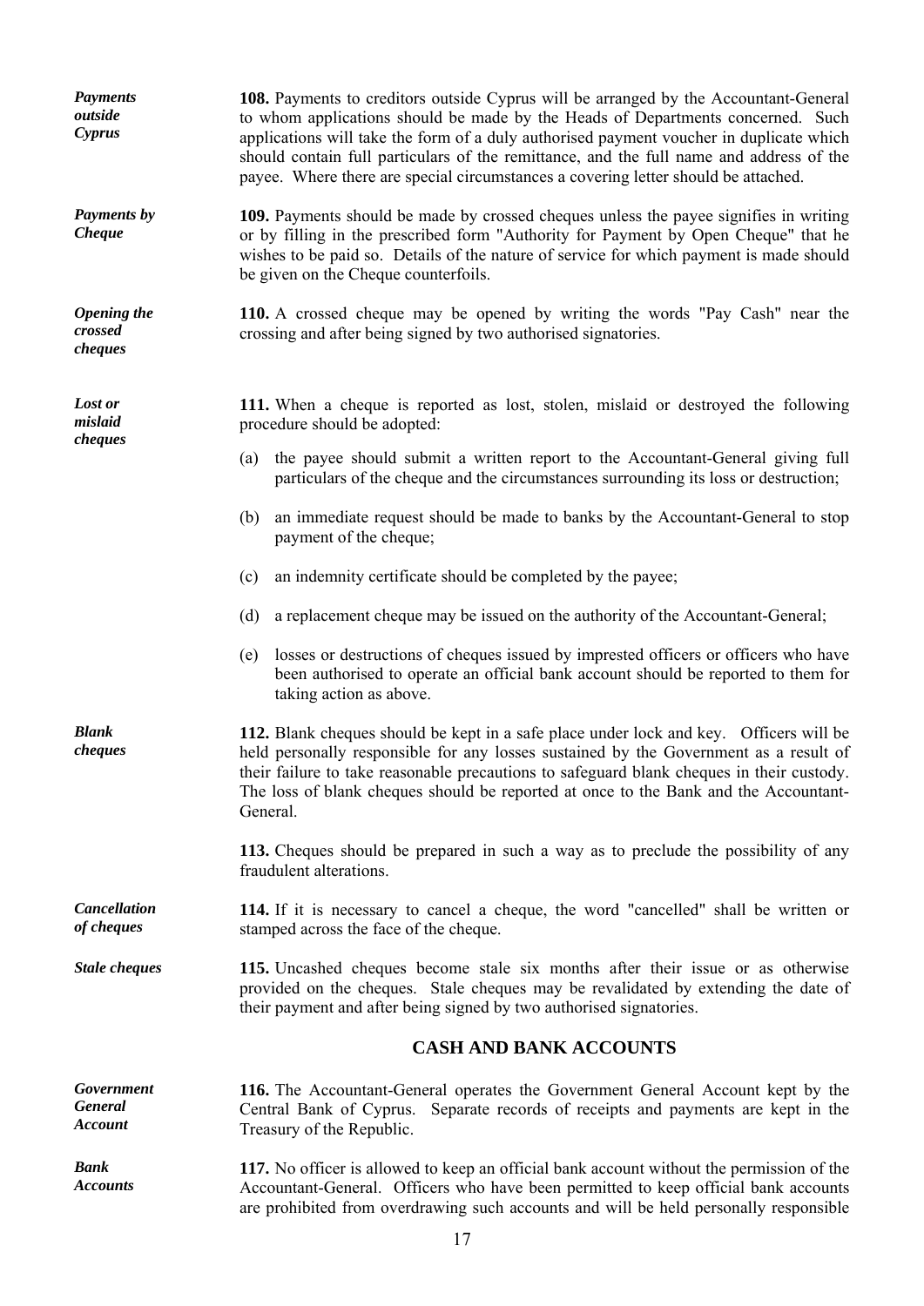***Payments outside Cyprus***

**108.** Payments to creditors outside Cyprus will be arranged by the Accountant-General to whom applications should be made by the Heads of Departments concerned. Such applications will take the form of a duly authorised payment voucher in duplicate which should contain full particulars of the remittance, and the full name and address of the payee. Where there are special circumstances a covering letter should be attached.

***Payments by Cheque***

**109.** Payments should be made by crossed cheques unless the payee signifies in writing or by filling in the prescribed form "Authority for Payment by Open Cheque" that he wishes to be paid so. Details of the nature of service for which payment is made should be given on the Cheque counterfoils.

***Opening the crossed cheques***

**110.** A crossed cheque may be opened by writing the words "Pay Cash" near the crossing and after being signed by two authorised signatories.

***Lost or mislaid cheques***

**111.** When a cheque is reported as lost, stolen, mislaid or destroyed the following procedure should be adopted:

(a) the payee should submit a written report to the Accountant-General giving full particulars of the cheque and the circumstances surrounding its loss or destruction;

(b) an immediate request should be made to banks by the Accountant-General to stop payment of the cheque;

(c) an indemnity certificate should be completed by the payee;

(d) a replacement cheque may be issued on the authority of the Accountant-General;

(e) losses or destructions of cheques issued by imprested officers or officers who have been authorised to operate an official bank account should be reported to them for taking action as above.

***Blank cheques***

**112.** Blank cheques should be kept in a safe place under lock and key. Officers will be held personally responsible for any losses sustained by the Government as a result of their failure to take reasonable precautions to safeguard blank cheques in their custody. The loss of blank cheques should be reported at once to the Bank and the Accountant-General.

**113.** Cheques should be prepared in such a way as to preclude the possibility of any fraudulent alterations.

***Cancellation of cheques***

**114.** If it is necessary to cancel a cheque, the word "cancelled" shall be written or stamped across the face of the cheque.

***Stale cheques***

**115.** Uncashed cheques become stale six months after their issue or as otherwise provided on the cheques. Stale cheques may be revalidated by extending the date of their payment and after being signed by two authorised signatories.

## CASH AND BANK ACCOUNTS

***Government General Account***

**116.** The Accountant-General operates the Government General Account kept by the Central Bank of Cyprus. Separate records of receipts and payments are kept in the Treasury of the Republic.

***Bank Accounts***

**117.** No officer is allowed to keep an official bank account without the permission of the Accountant-General. Officers who have been permitted to keep official bank accounts are prohibited from overdrawing such accounts and will be held personally responsible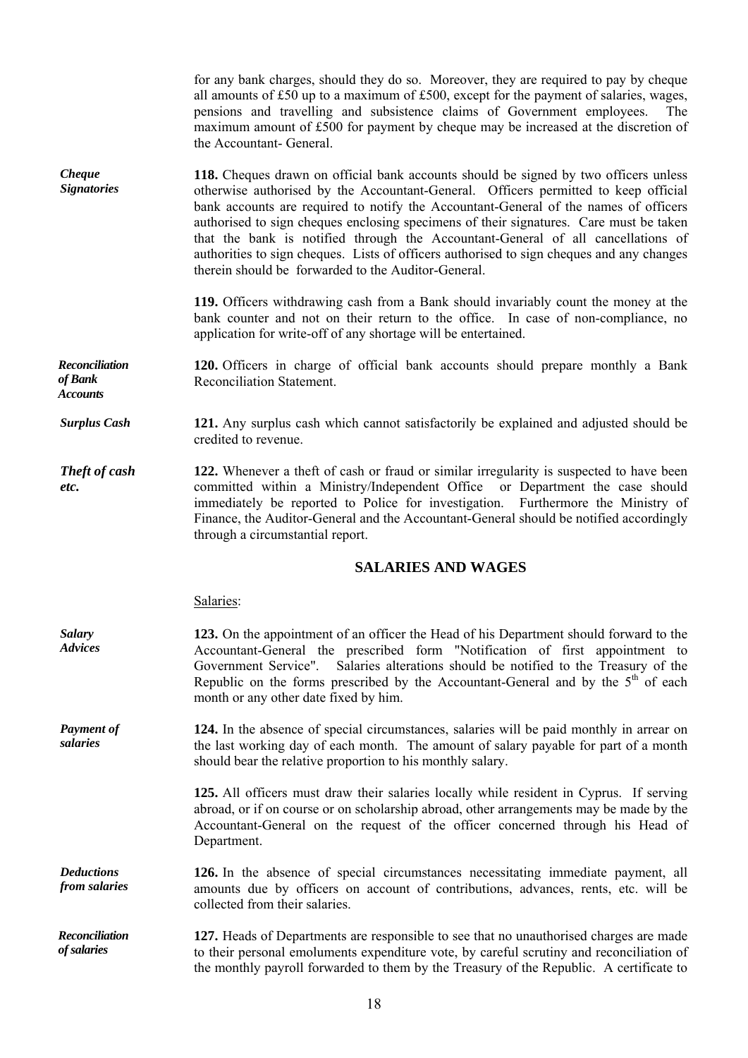for any bank charges, should they do so. Moreover, they are required to pay by cheque all amounts of £50 up to a maximum of £500, except for the payment of salaries, wages, pensions and travelling and subsistence claims of Government employees. The maximum amount of £500 for payment by cheque may be increased at the discretion of the Accountant- General.

***Cheque Signatories***

**118.** Cheques drawn on official bank accounts should be signed by two officers unless otherwise authorised by the Accountant-General. Officers permitted to keep official bank accounts are required to notify the Accountant-General of the names of officers authorised to sign cheques enclosing specimens of their signatures. Care must be taken that the bank is notified through the Accountant-General of all cancellations of authorities to sign cheques. Lists of officers authorised to sign cheques and any changes therein should be forwarded to the Auditor-General.

**119.** Officers withdrawing cash from a Bank should invariably count the money at the bank counter and not on their return to the office. In case of non-compliance, no application for write-off of any shortage will be entertained.

***Reconciliation of Bank Accounts***

**120.** Officers in charge of official bank accounts should prepare monthly a Bank Reconciliation Statement.

***Surplus Cash***

**121.** Any surplus cash which cannot satisfactorily be explained and adjusted should be credited to revenue.

***Theft of cash etc.***

**122.** Whenever a theft of cash or fraud or similar irregularity is suspected to have been committed within a Ministry/Independent Office or Department the case should immediately be reported to Police for investigation. Furthermore the Ministry of Finance, the Auditor-General and the Accountant-General should be notified accordingly through a circumstantial report.

## SALARIES AND WAGES

Salaries:

***Salary Advices***

**123.** On the appointment of an officer the Head of his Department should forward to the Accountant-General the prescribed form "Notification of first appointment to Government Service". Salaries alterations should be notified to the Treasury of the Republic on the forms prescribed by the Accountant-General and by the 5th of each month or any other date fixed by him.

***Payment of salaries***

**124.** In the absence of special circumstances, salaries will be paid monthly in arrear on the last working day of each month. The amount of salary payable for part of a month should bear the relative proportion to his monthly salary.

**125.** All officers must draw their salaries locally while resident in Cyprus. If serving abroad, or if on course or on scholarship abroad, other arrangements may be made by the Accountant-General on the request of the officer concerned through his Head of Department.

***Deductions from salaries***

**126.** In the absence of special circumstances necessitating immediate payment, all amounts due by officers on account of contributions, advances, rents, etc. will be collected from their salaries.

***Reconciliation of salaries***

**127.** Heads of Departments are responsible to see that no unauthorised charges are made to their personal emoluments expenditure vote, by careful scrutiny and reconciliation of the monthly payroll forwarded to them by the Treasury of the Republic. A certificate to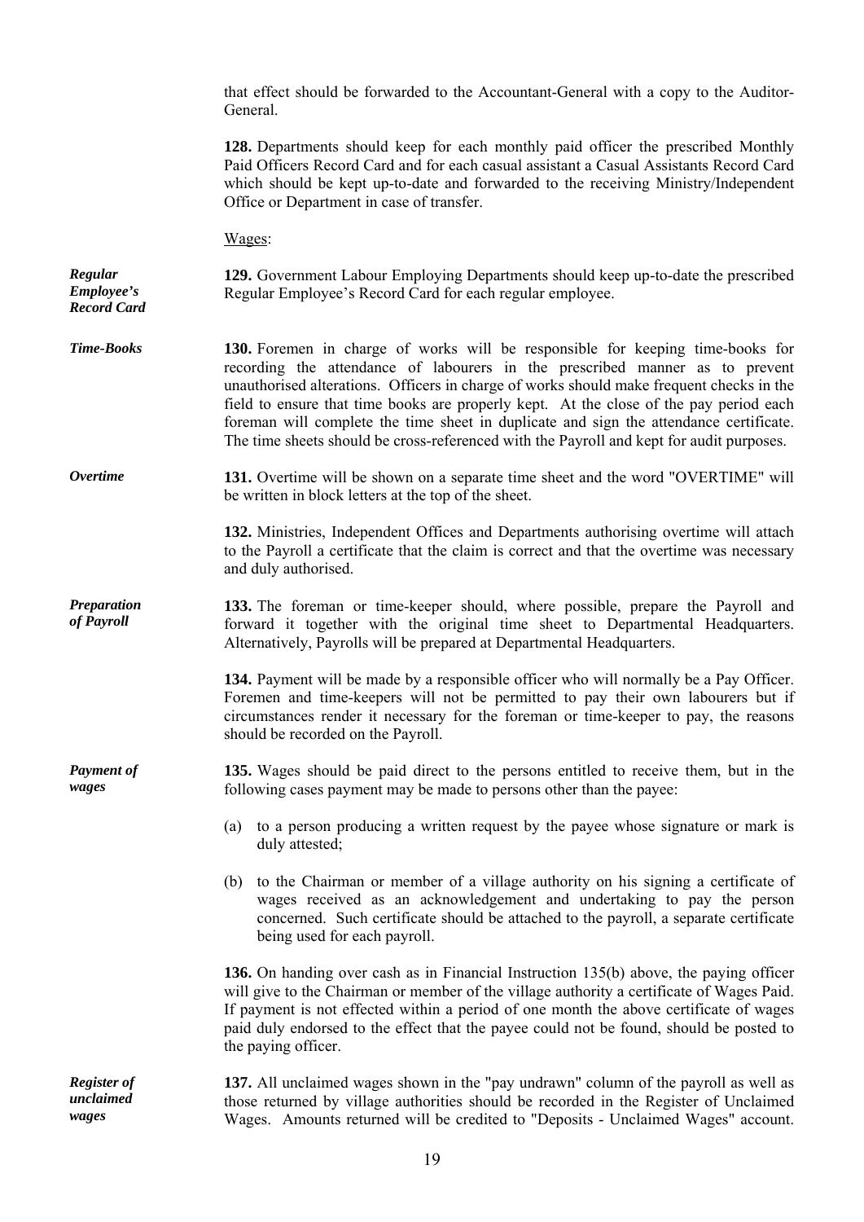that effect should be forwarded to the Accountant-General with a copy to the Auditor-General.

**128.** Departments should keep for each monthly paid officer the prescribed Monthly Paid Officers Record Card and for each casual assistant a Casual Assistants Record Card which should be kept up-to-date and forwarded to the receiving Ministry/Independent Office or Department in case of transfer.

Wages:

***Regular Employee's Record Card***

**129.** Government Labour Employing Departments should keep up-to-date the prescribed Regular Employee's Record Card for each regular employee.

***Time-Books***

**130.** Foremen in charge of works will be responsible for keeping time-books for recording the attendance of labourers in the prescribed manner as to prevent unauthorised alterations. Officers in charge of works should make frequent checks in the field to ensure that time books are properly kept. At the close of the pay period each foreman will complete the time sheet in duplicate and sign the attendance certificate. The time sheets should be cross-referenced with the Payroll and kept for audit purposes.

***Overtime***

**131.** Overtime will be shown on a separate time sheet and the word "OVERTIME" will be written in block letters at the top of the sheet.

**132.** Ministries, Independent Offices and Departments authorising overtime will attach to the Payroll a certificate that the claim is correct and that the overtime was necessary and duly authorised.

***Preparation of Payroll***

**133.** The foreman or time-keeper should, where possible, prepare the Payroll and forward it together with the original time sheet to Departmental Headquarters. Alternatively, Payrolls will be prepared at Departmental Headquarters.

**134.** Payment will be made by a responsible officer who will normally be a Pay Officer. Foremen and time-keepers will not be permitted to pay their own labourers but if circumstances render it necessary for the foreman or time-keeper to pay, the reasons should be recorded on the Payroll.

***Payment of wages***

**135.** Wages should be paid direct to the persons entitled to receive them, but in the following cases payment may be made to persons other than the payee:

(a) to a person producing a written request by the payee whose signature or mark is duly attested;

(b) to the Chairman or member of a village authority on his signing a certificate of wages received as an acknowledgement and undertaking to pay the person concerned. Such certificate should be attached to the payroll, a separate certificate being used for each payroll.

**136.** On handing over cash as in Financial Instruction 135(b) above, the paying officer will give to the Chairman or member of the village authority a certificate of Wages Paid. If payment is not effected within a period of one month the above certificate of wages paid duly endorsed to the effect that the payee could not be found, should be posted to the paying officer.

***Register of unclaimed wages***

**137.** All unclaimed wages shown in the "pay undrawn" column of the payroll as well as those returned by village authorities should be recorded in the Register of Unclaimed Wages. Amounts returned will be credited to "Deposits - Unclaimed Wages" account.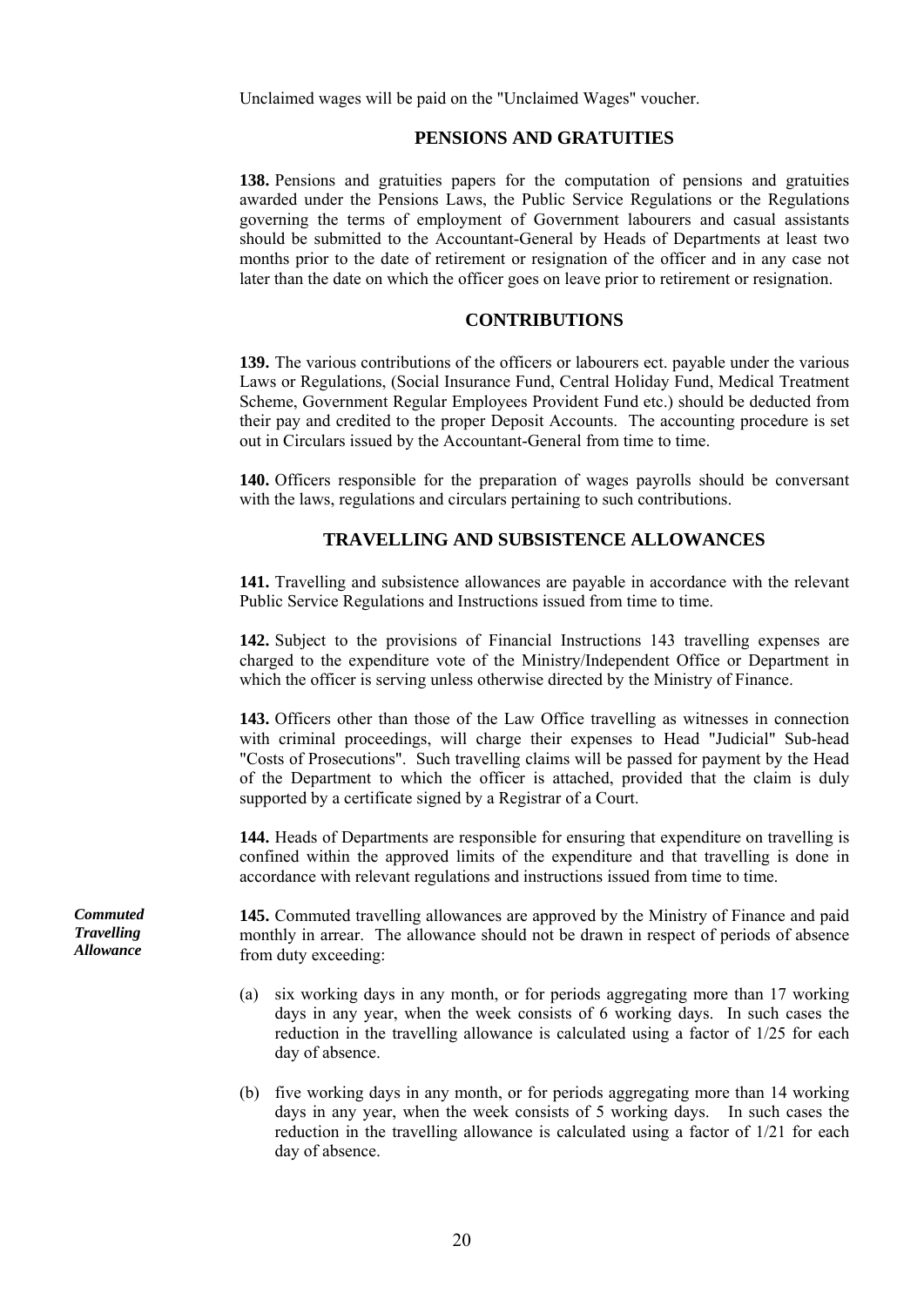Unclaimed wages will be paid on the "Unclaimed Wages" voucher.

## PENSIONS AND GRATUITIES

**138.** Pensions and gratuities papers for the computation of pensions and gratuities awarded under the Pensions Laws, the Public Service Regulations or the Regulations governing the terms of employment of Government labourers and casual assistants should be submitted to the Accountant-General by Heads of Departments at least two months prior to the date of retirement or resignation of the officer and in any case not later than the date on which the officer goes on leave prior to retirement or resignation.

## CONTRIBUTIONS

**139.** The various contributions of the officers or labourers ect. payable under the various Laws or Regulations, (Social Insurance Fund, Central Holiday Fund, Medical Treatment Scheme, Government Regular Employees Provident Fund etc.) should be deducted from their pay and credited to the proper Deposit Accounts. The accounting procedure is set out in Circulars issued by the Accountant-General from time to time.

**140.** Officers responsible for the preparation of wages payrolls should be conversant with the laws, regulations and circulars pertaining to such contributions.

## TRAVELLING AND SUBSISTENCE ALLOWANCES

**141.** Travelling and subsistence allowances are payable in accordance with the relevant Public Service Regulations and Instructions issued from time to time.

**142.** Subject to the provisions of Financial Instructions 143 travelling expenses are charged to the expenditure vote of the Ministry/Independent Office or Department in which the officer is serving unless otherwise directed by the Ministry of Finance.

**143.** Officers other than those of the Law Office travelling as witnesses in connection with criminal proceedings, will charge their expenses to Head "Judicial" Sub-head "Costs of Prosecutions". Such travelling claims will be passed for payment by the Head of the Department to which the officer is attached, provided that the claim is duly supported by a certificate signed by a Registrar of a Court.

**144.** Heads of Departments are responsible for ensuring that expenditure on travelling is confined within the approved limits of the expenditure and that travelling is done in accordance with relevant regulations and instructions issued from time to time.

***Commuted Travelling Allowance***

**145.** Commuted travelling allowances are approved by the Ministry of Finance and paid monthly in arrear. The allowance should not be drawn in respect of periods of absence from duty exceeding:

(a) six working days in any month, or for periods aggregating more than 17 working days in any year, when the week consists of 6 working days. In such cases the reduction in the travelling allowance is calculated using a factor of 1/25 for each day of absence.

(b) five working days in any month, or for periods aggregating more than 14 working days in any year, when the week consists of 5 working days. In such cases the reduction in the travelling allowance is calculated using a factor of 1/21 for each day of absence.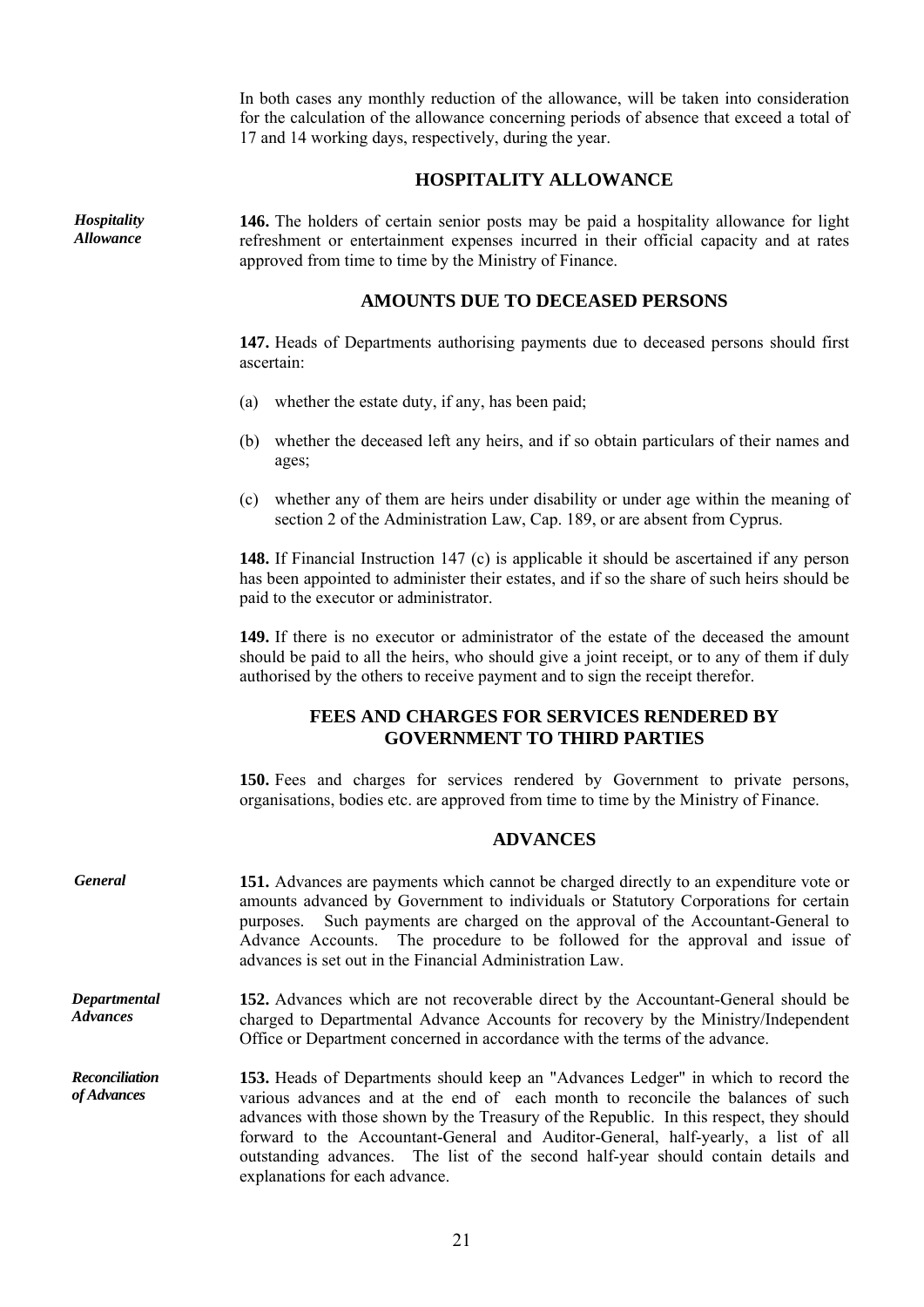In both cases any monthly reduction of the allowance, will be taken into consideration for the calculation of the allowance concerning periods of absence that exceed a total of 17 and 14 working days, respectively, during the year.

## HOSPITALITY ALLOWANCE

*Hospitality Allowance*

**146.** The holders of certain senior posts may be paid a hospitality allowance for light refreshment or entertainment expenses incurred in their official capacity and at rates approved from time to time by the Ministry of Finance.

## AMOUNTS DUE TO DECEASED PERSONS

**147.** Heads of Departments authorising payments due to deceased persons should first ascertain:

(a) whether the estate duty, if any, has been paid;

(b) whether the deceased left any heirs, and if so obtain particulars of their names and ages;

(c) whether any of them are heirs under disability or under age within the meaning of section 2 of the Administration Law, Cap. 189, or are absent from Cyprus.

**148.** If Financial Instruction 147 (c) is applicable it should be ascertained if any person has been appointed to administer their estates, and if so the share of such heirs should be paid to the executor or administrator.

**149.** If there is no executor or administrator of the estate of the deceased the amount should be paid to all the heirs, who should give a joint receipt, or to any of them if duly authorised by the others to receive payment and to sign the receipt therefor.

## FEES AND CHARGES FOR SERVICES RENDERED BY GOVERNMENT TO THIRD PARTIES

**150.** Fees and charges for services rendered by Government to private persons, organisations, bodies etc. are approved from time to time by the Ministry of Finance.

## ADVANCES

*General*

**151.** Advances are payments which cannot be charged directly to an expenditure vote or amounts advanced by Government to individuals or Statutory Corporations for certain purposes. Such payments are charged on the approval of the Accountant-General to Advance Accounts. The procedure to be followed for the approval and issue of advances is set out in the Financial Administration Law.

*Departmental Advances*

**152.** Advances which are not recoverable direct by the Accountant-General should be charged to Departmental Advance Accounts for recovery by the Ministry/Independent Office or Department concerned in accordance with the terms of the advance.

*Reconciliation of Advances*

**153.** Heads of Departments should keep an "Advances Ledger" in which to record the various advances and at the end of each month to reconcile the balances of such advances with those shown by the Treasury of the Republic. In this respect, they should forward to the Accountant-General and Auditor-General, half-yearly, a list of all outstanding advances. The list of the second half-year should contain details and explanations for each advance.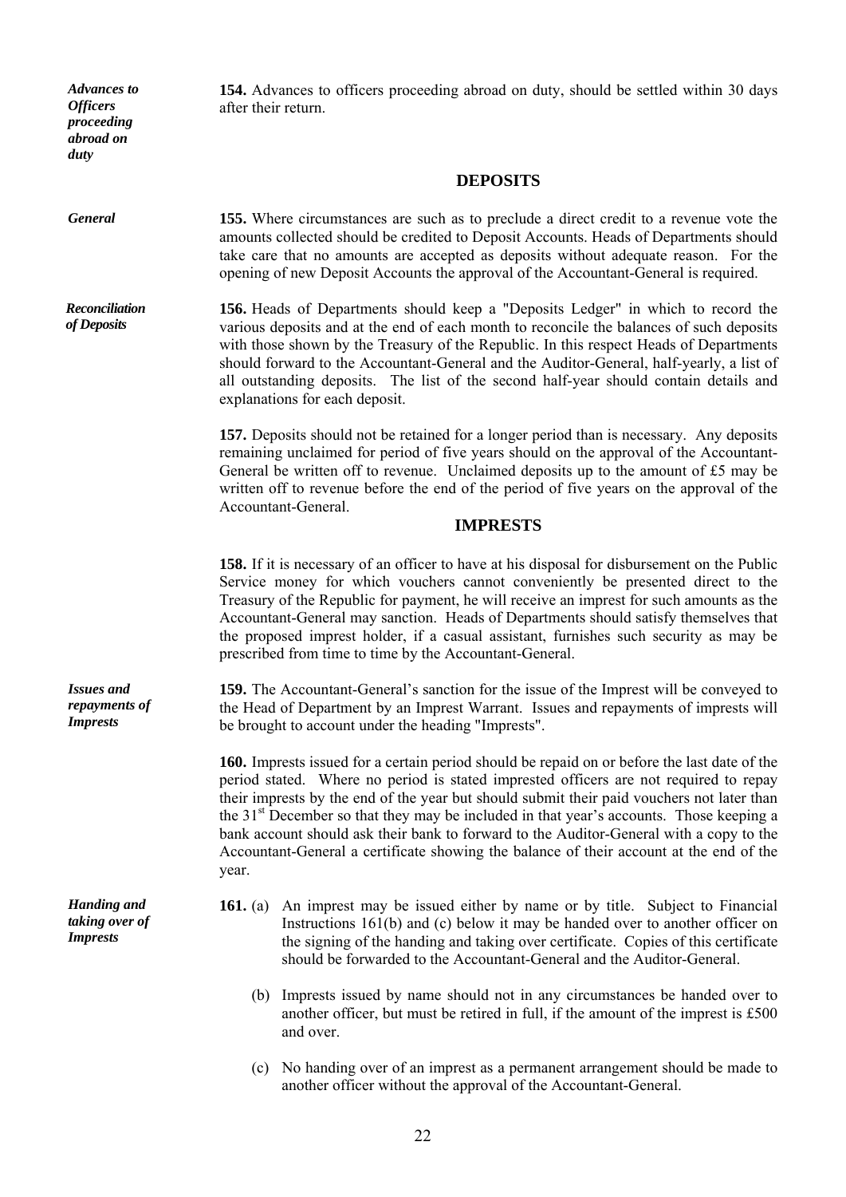*Advances to Officers proceeding abroad on duty*

**154.** Advances to officers proceeding abroad on duty, should be settled within 30 days after their return.

## DEPOSITS

*General*

**155.** Where circumstances are such as to preclude a direct credit to a revenue vote the amounts collected should be credited to Deposit Accounts. Heads of Departments should take care that no amounts are accepted as deposits without adequate reason. For the opening of new Deposit Accounts the approval of the Accountant-General is required.

*Reconciliation of Deposits*

**156.** Heads of Departments should keep a "Deposits Ledger" in which to record the various deposits and at the end of each month to reconcile the balances of such deposits with those shown by the Treasury of the Republic. In this respect Heads of Departments should forward to the Accountant-General and the Auditor-General, half-yearly, a list of all outstanding deposits. The list of the second half-year should contain details and explanations for each deposit.

**157.** Deposits should not be retained for a longer period than is necessary. Any deposits remaining unclaimed for period of five years should on the approval of the Accountant-General be written off to revenue. Unclaimed deposits up to the amount of £5 may be written off to revenue before the end of the period of five years on the approval of the Accountant-General.

## IMPRESTS

**158.** If it is necessary of an officer to have at his disposal for disbursement on the Public Service money for which vouchers cannot conveniently be presented direct to the Treasury of the Republic for payment, he will receive an imprest for such amounts as the Accountant-General may sanction. Heads of Departments should satisfy themselves that the proposed imprest holder, if a casual assistant, furnishes such security as may be prescribed from time to time by the Accountant-General.

*Issues and repayments of Imprests*

**159.** The Accountant-General's sanction for the issue of the Imprest will be conveyed to the Head of Department by an Imprest Warrant. Issues and repayments of imprests will be brought to account under the heading "Imprests".

**160.** Imprests issued for a certain period should be repaid on or before the last date of the period stated. Where no period is stated impressed officers are not required to repay their imprests by the end of the year but should submit their paid vouchers not later than the 31st December so that they may be included in that year's accounts. Those keeping a bank account should ask their bank to forward to the Auditor-General with a copy to the Accountant-General a certificate showing the balance of their account at the end of the year.

*Handing and taking over of Imprests*

**161.** (a) An imprest may be issued either by name or by title. Subject to Financial Instructions 161(b) and (c) below it may be handed over to another officer on the signing of the handing and taking over certificate. Copies of this certificate should be forwarded to the Accountant-General and the Auditor-General.

(b) Imprests issued by name should not in any circumstances be handed over to another officer, but must be retired in full, if the amount of the imprest is £500 and over.

(c) No handing over of an imprest as a permanent arrangement should be made to another officer without the approval of the Accountant-General.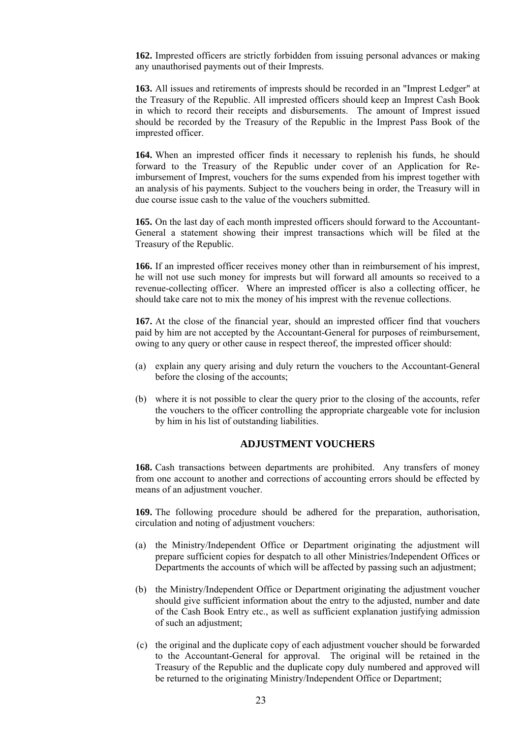**162.** Imprested officers are strictly forbidden from issuing personal advances or making any unauthorised payments out of their Imprests.

**163.** All issues and retirements of imprests should be recorded in an "Imprest Ledger" at the Treasury of the Republic. All imprested officers should keep an Imprest Cash Book in which to record their receipts and disbursements. The amount of Imprest issued should be recorded by the Treasury of the Republic in the Imprest Pass Book of the imprested officer.

**164.** When an imprested officer finds it necessary to replenish his funds, he should forward to the Treasury of the Republic under cover of an Application for Re-imbursement of Imprest, vouchers for the sums expended from his imprest together with an analysis of his payments. Subject to the vouchers being in order, the Treasury will in due course issue cash to the value of the vouchers submitted.

**165.** On the last day of each month imprested officers should forward to the Accountant-General a statement showing their imprest transactions which will be filed at the Treasury of the Republic.

**166.** If an imprested officer receives money other than in reimbursement of his imprest, he will not use such money for imprests but will forward all amounts so received to a revenue-collecting officer. Where an imprested officer is also a collecting officer, he should take care not to mix the money of his imprest with the revenue collections.

**167.** At the close of the financial year, should an imprested officer find that vouchers paid by him are not accepted by the Accountant-General for purposes of reimbursement, owing to any query or other cause in respect thereof, the imprested officer should:

(a) explain any query arising and duly return the vouchers to the Accountant-General before the closing of the accounts;

(b) where it is not possible to clear the query prior to the closing of the accounts, refer the vouchers to the officer controlling the appropriate chargeable vote for inclusion by him in his list of outstanding liabilities.

## ADJUSTMENT VOUCHERS

**168.** Cash transactions between departments are prohibited. Any transfers of money from one account to another and corrections of accounting errors should be effected by means of an adjustment voucher.

**169.** The following procedure should be adhered for the preparation, authorisation, circulation and noting of adjustment vouchers:

(a) the Ministry/Independent Office or Department originating the adjustment will prepare sufficient copies for despatch to all other Ministries/Independent Offices or Departments the accounts of which will be affected by passing such an adjustment;

(b) the Ministry/Independent Office or Department originating the adjustment voucher should give sufficient information about the entry to the adjusted, number and date of the Cash Book Entry etc., as well as sufficient explanation justifying admission of such an adjustment;

(c) the original and the duplicate copy of each adjustment voucher should be forwarded to the Accountant-General for approval. The original will be retained in the Treasury of the Republic and the duplicate copy duly numbered and approved will be returned to the originating Ministry/Independent Office or Department;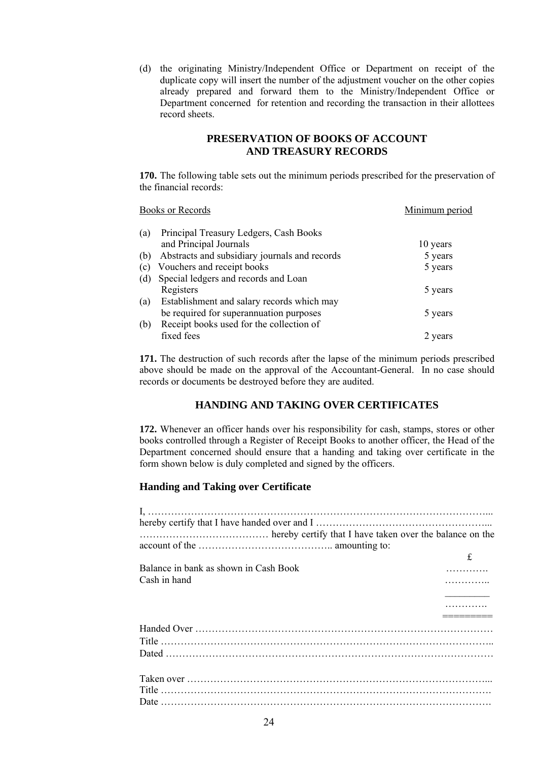(d) the originating Ministry/Independent Office or Department on receipt of the duplicate copy will insert the number of the adjustment voucher on the other copies already prepared and forward them to the Ministry/Independent Office or Department concerned for retention and recording the transaction in their allottees record sheets.

## PRESERVATION OF BOOKS OF ACCOUNT AND TREASURY RECORDS

**170.** The following table sets out the minimum periods prescribed for the preservation of the financial records:

| Books or Records | Minimum period |
|---|---|
| (a) Principal Treasury Ledgers, Cash Books and Principal Journals | 10 years |
| (b) Abstracts and subsidiary journals and records | 5 years |
| (c) Vouchers and receipt books | 5 years |
| (d) Special ledgers and records and Loan Registers | 5 years |
| (a) Establishment and salary records which may be required for superannuation purposes | 5 years |
| (b) Receipt books used for the collection of fixed fees | 2 years |

**171.** The destruction of such records after the lapse of the minimum periods prescribed above should be made on the approval of the Accountant-General. In no case should records or documents be destroyed before they are audited.

## HANDING AND TAKING OVER CERTIFICATES

**172.** Whenever an officer hands over his responsibility for cash, stamps, stores or other books controlled through a Register of Receipt Books to another officer, the Head of the Department concerned should ensure that a handing and taking over certificate in the form shown below is duly completed and signed by the officers.

### Handing and Taking over Certificate

I, ………………………………………………………………………………………...
hereby certify that I have handed over and I ……………………………………………...
………………………………… hereby certify that I have taken over the balance on the account of the ………………………………….. amounting to:

| | £ |
|---|---|
| Balance in bank as shown in Cash Book | …………. |
| Cash in hand | ………….. |
| | …………. |

Handed Over ………………………………………………………………………………
Title ………………………………………………………………………………………..
Dated ………………………………………………………………………………………

Taken over ………………………………………………………………………………...
Title ……………………………………………………………………………………….
Date ……………………………………………………………………………………….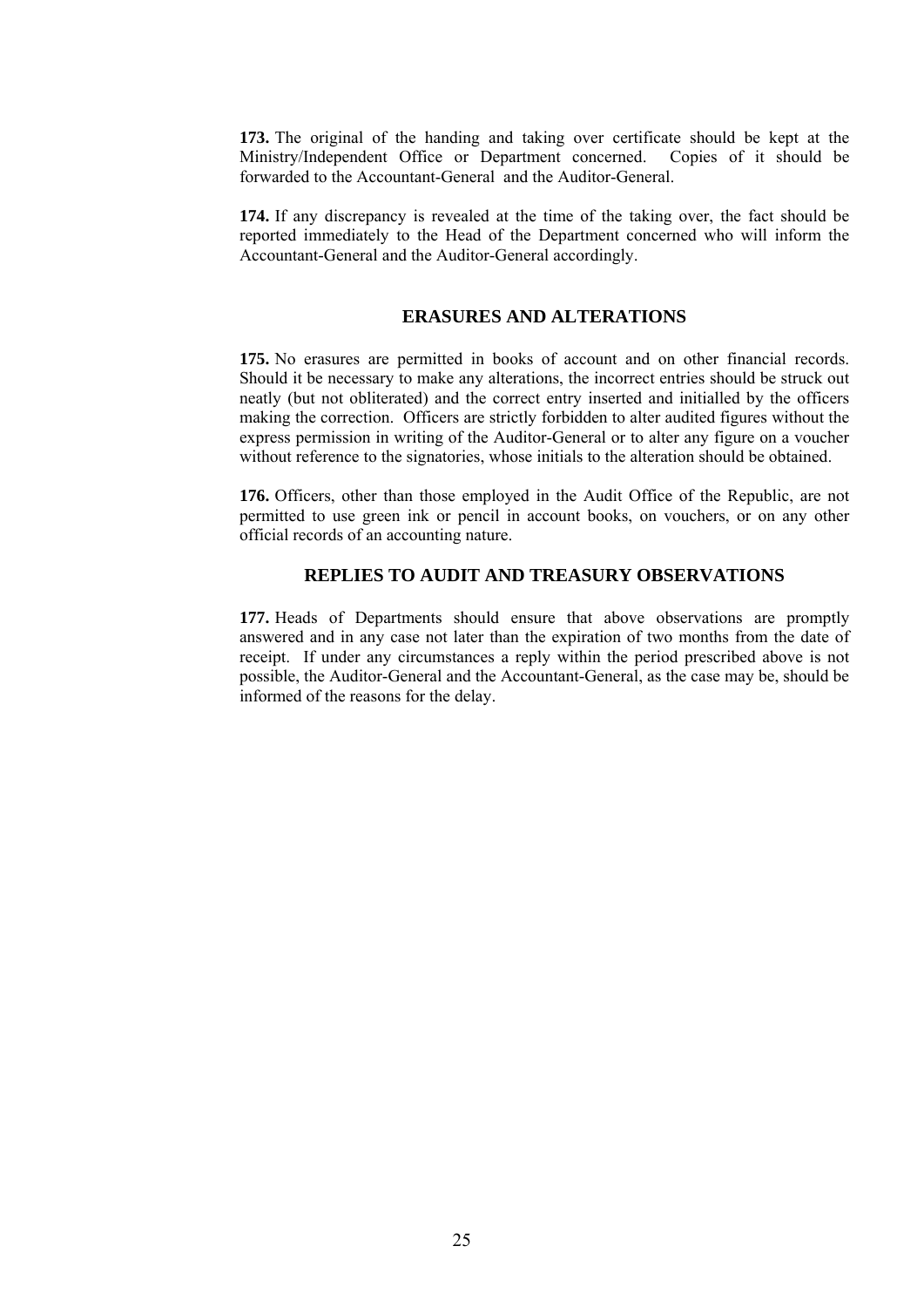**173.** The original of the handing and taking over certificate should be kept at the Ministry/Independent Office or Department concerned. Copies of it should be forwarded to the Accountant-General and the Auditor-General.

**174.** If any discrepancy is revealed at the time of the taking over, the fact should be reported immediately to the Head of the Department concerned who will inform the Accountant-General and the Auditor-General accordingly.

## ERASURES AND ALTERATIONS

**175.** No erasures are permitted in books of account and on other financial records. Should it be necessary to make any alterations, the incorrect entries should be struck out neatly (but not obliterated) and the correct entry inserted and initialled by the officers making the correction. Officers are strictly forbidden to alter audited figures without the express permission in writing of the Auditor-General or to alter any figure on a voucher without reference to the signatories, whose initials to the alteration should be obtained.

**176.** Officers, other than those employed in the Audit Office of the Republic, are not permitted to use green ink or pencil in account books, on vouchers, or on any other official records of an accounting nature.

## REPLIES TO AUDIT AND TREASURY OBSERVATIONS

**177.** Heads of Departments should ensure that above observations are promptly answered and in any case not later than the expiration of two months from the date of receipt. If under any circumstances a reply within the period prescribed above is not possible, the Auditor-General and the Accountant-General, as the case may be, should be informed of the reasons for the delay.